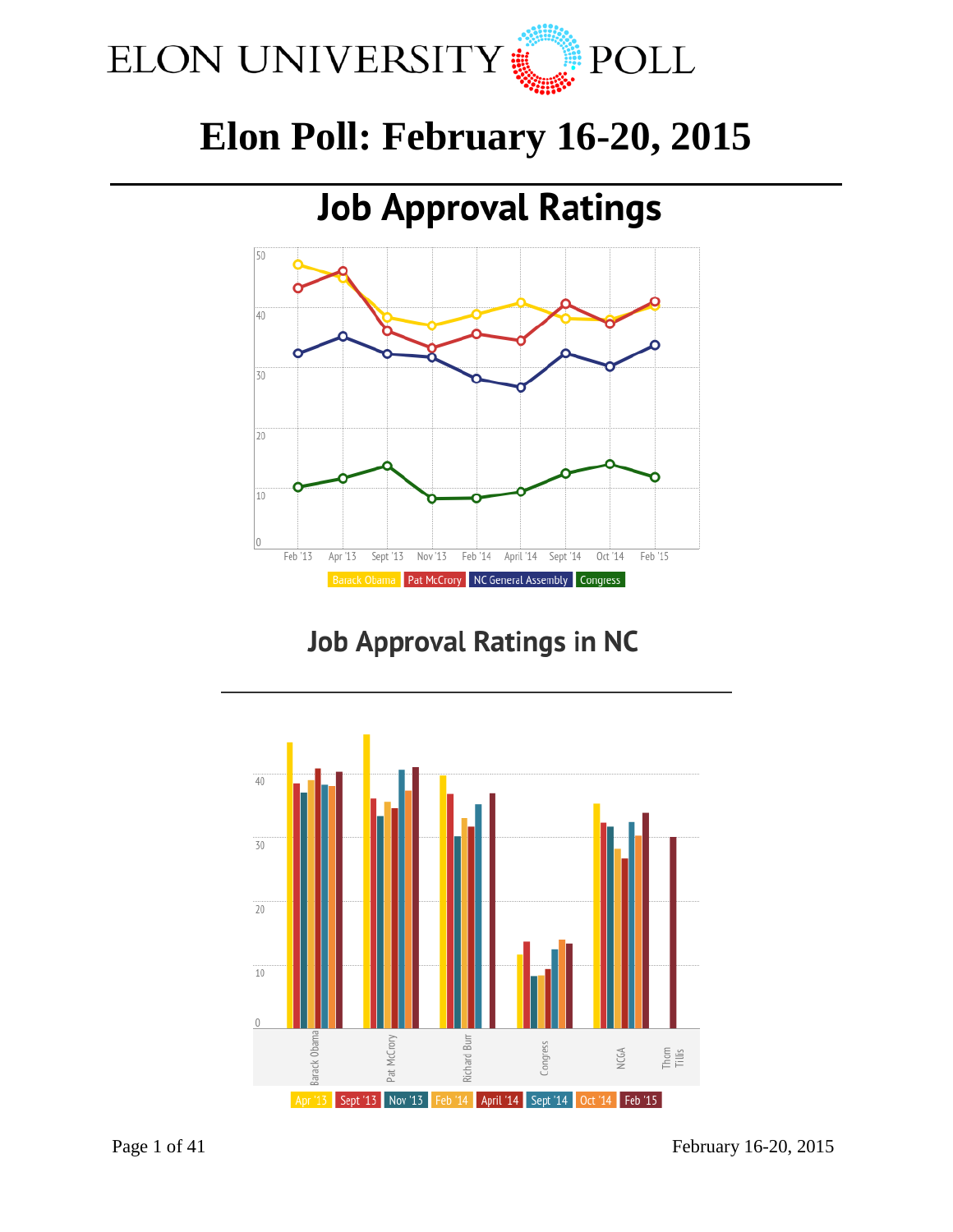# Elon Poll: February 16-20, 2015

## Job Approval Ratings

50
40
30
20
10
0

Feb '13 Apr '13 Sept '13 Nov '13 Feb '14 April '14 Sept '14 Oct '14 Feb '15

Barack Obama Pat McCrory NC General Assembly Congress

## Job Approval Ratings in NC

40
30
20
10
0

Barack Obama Pat McCrory Richard Burr Congress NCGA Thom Tillis

Apr '13 Sept '13 Nov '13 Feb '14 April '14 Sept '14 Oct '14 Feb '15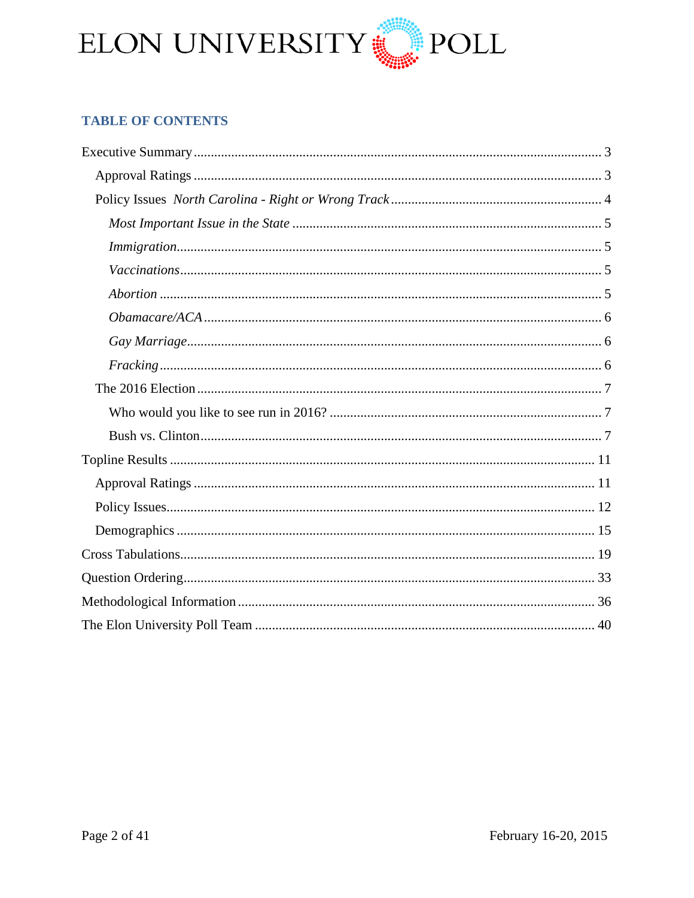## TABLE OF CONTENTS

- Executive Summary ..... 3
  - Approval Ratings ..... 3
  - Policy Issues *North Carolina - Right or Wrong Track* ..... 4
    - *Most Important Issue in the State* ..... 5
    - *Immigration* ..... 5
    - *Vaccinations* ..... 5
    - *Abortion* ..... 5
    - *Obamacare/ACA* ..... 6
    - *Gay Marriage* ..... 6
    - *Fracking* ..... 6
  - The 2016 Election ..... 7
    - Who would you like to see run in 2016? ..... 7
    - Bush vs. Clinton ..... 7
- Topline Results ..... 11
  - Approval Ratings ..... 11
  - Policy Issues ..... 12
  - Demographics ..... 15
- Cross Tabulations ..... 19
- Question Ordering ..... 33
- Methodological Information ..... 36
- The Elon University Poll Team ..... 40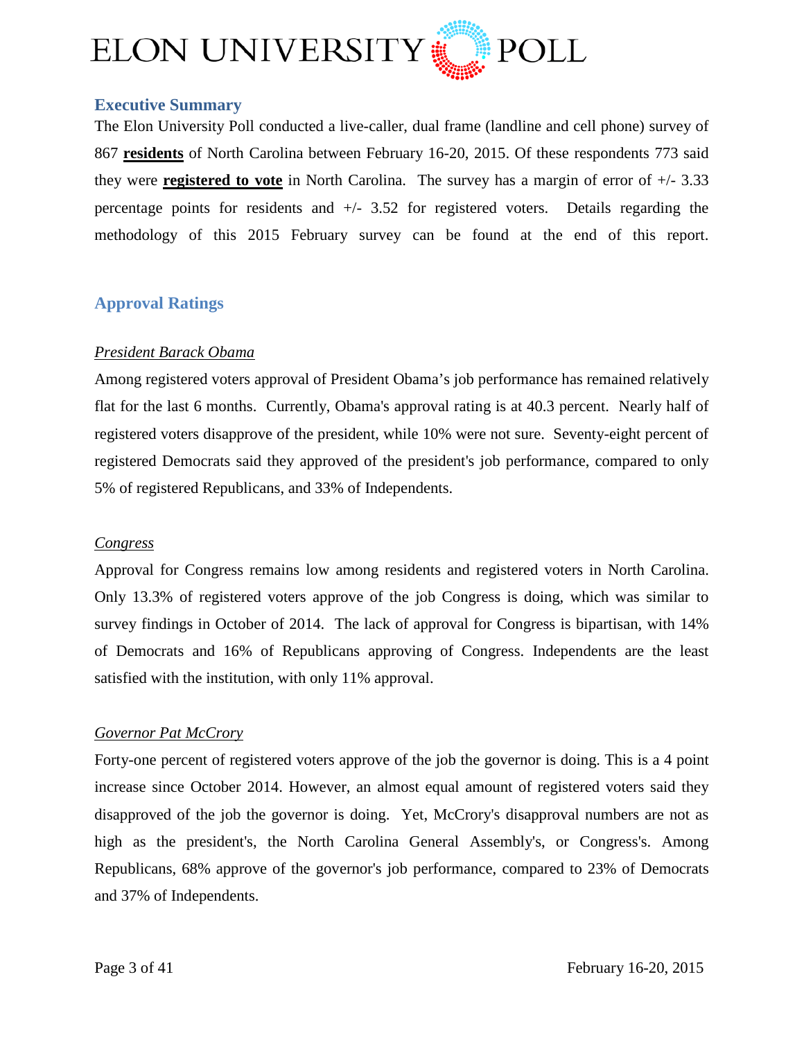## Executive Summary

The Elon University Poll conducted a live-caller, dual frame (landline and cell phone) survey of 867 **residents** of North Carolina between February 16-20, 2015. Of these respondents 773 said they were **registered to vote** in North Carolina. The survey has a margin of error of +/- 3.33 percentage points for residents and +/- 3.52 for registered voters. Details regarding the methodology of this 2015 February survey can be found at the end of this report.

## Approval Ratings

### *President Barack Obama*

Among registered voters approval of President Obama's job performance has remained relatively flat for the last 6 months. Currently, Obama's approval rating is at 40.3 percent. Nearly half of registered voters disapprove of the president, while 10% were not sure. Seventy-eight percent of registered Democrats said they approved of the president's job performance, compared to only 5% of registered Republicans, and 33% of Independents.

### *Congress*

Approval for Congress remains low among residents and registered voters in North Carolina. Only 13.3% of registered voters approve of the job Congress is doing, which was similar to survey findings in October of 2014. The lack of approval for Congress is bipartisan, with 14% of Democrats and 16% of Republicans approving of Congress. Independents are the least satisfied with the institution, with only 11% approval.

### *Governor Pat McCrory*

Forty-one percent of registered voters approve of the job the governor is doing. This is a 4 point increase since October 2014. However, an almost equal amount of registered voters said they disapproved of the job the governor is doing. Yet, McCrory's disapproval numbers are not as high as the president's, the North Carolina General Assembly's, or Congress's. Among Republicans, 68% approve of the governor's job performance, compared to 23% of Democrats and 37% of Independents.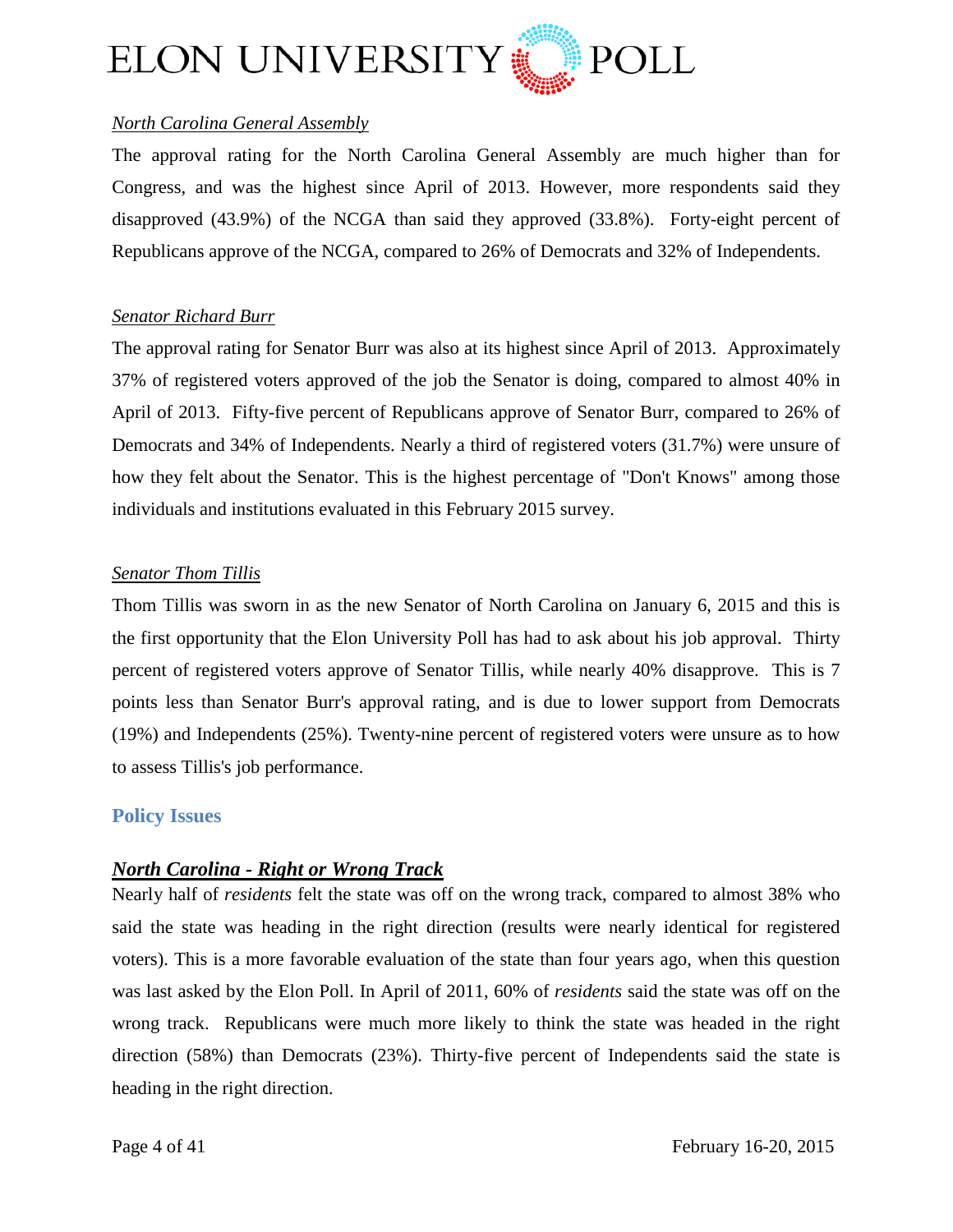*North Carolina General Assembly*

The approval rating for the North Carolina General Assembly are much higher than for Congress, and was the highest since April of 2013. However, more respondents said they disapproved (43.9%) of the NCGA than said they approved (33.8%). Forty-eight percent of Republicans approve of the NCGA, compared to 26% of Democrats and 32% of Independents.

*Senator Richard Burr*

The approval rating for Senator Burr was also at its highest since April of 2013. Approximately 37% of registered voters approved of the job the Senator is doing, compared to almost 40% in April of 2013. Fifty-five percent of Republicans approve of Senator Burr, compared to 26% of Democrats and 34% of Independents. Nearly a third of registered voters (31.7%) were unsure of how they felt about the Senator. This is the highest percentage of "Don't Knows" among those individuals and institutions evaluated in this February 2015 survey.

*Senator Thom Tillis*

Thom Tillis was sworn in as the new Senator of North Carolina on January 6, 2015 and this is the first opportunity that the Elon University Poll has had to ask about his job approval. Thirty percent of registered voters approve of Senator Tillis, while nearly 40% disapprove. This is 7 points less than Senator Burr's approval rating, and is due to lower support from Democrats (19%) and Independents (25%). Twenty-nine percent of registered voters were unsure as to how to assess Tillis's job performance.

## Policy Issues

***North Carolina - Right or Wrong Track***

Nearly half of *residents* felt the state was off on the wrong track, compared to almost 38% who said the state was heading in the right direction (results were nearly identical for registered voters). This is a more favorable evaluation of the state than four years ago, when this question was last asked by the Elon Poll. In April of 2011, 60% of *residents* said the state was off on the wrong track. Republicans were much more likely to think the state was headed in the right direction (58%) than Democrats (23%). Thirty-five percent of Independents said the state is heading in the right direction.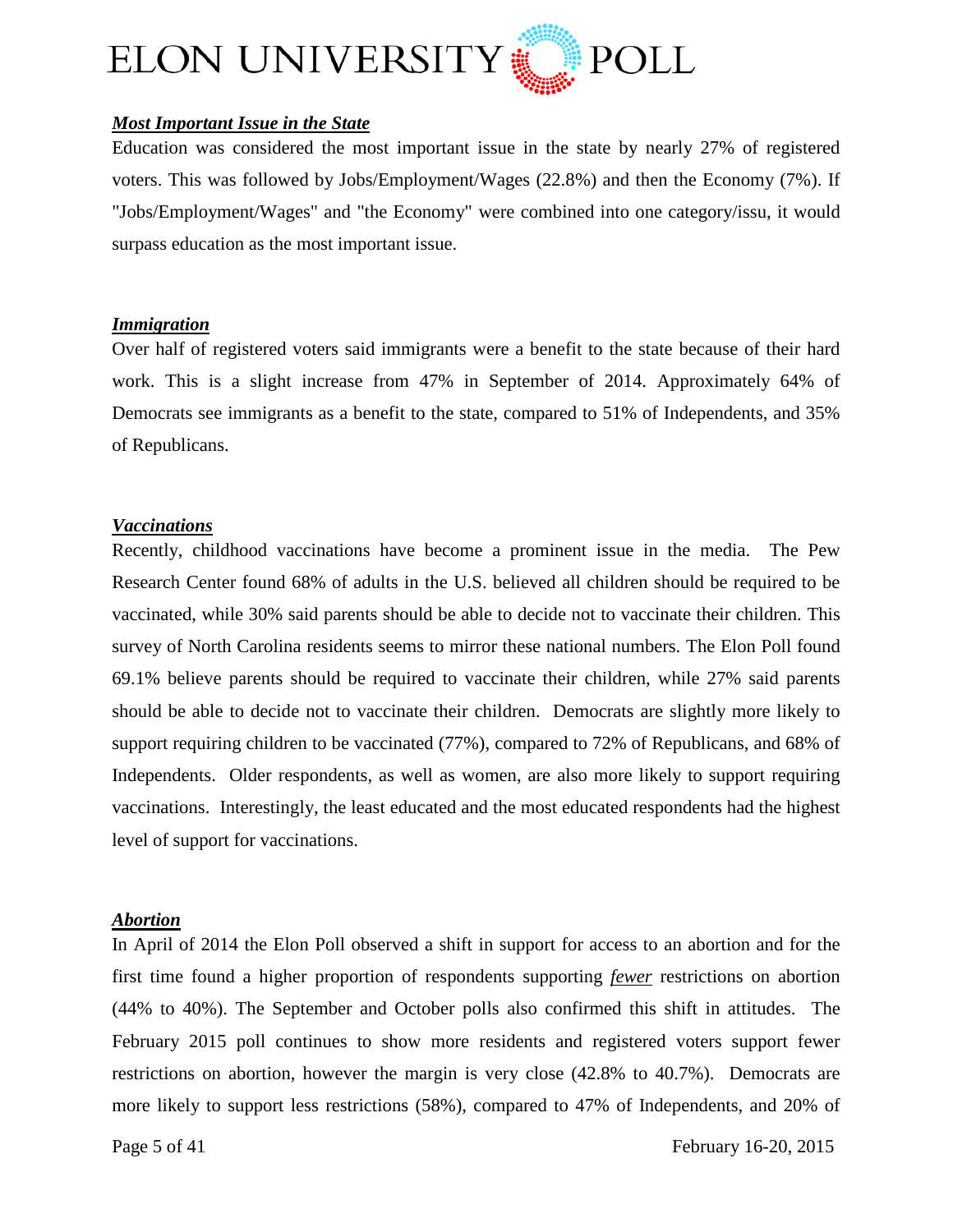### ***Most Important Issue in the State***

Education was considered the most important issue in the state by nearly 27% of registered voters. This was followed by Jobs/Employment/Wages (22.8%) and then the Economy (7%). If "Jobs/Employment/Wages" and "the Economy" were combined into one category/issu, it would surpass education as the most important issue.

### ***Immigration***

Over half of registered voters said immigrants were a benefit to the state because of their hard work. This is a slight increase from 47% in September of 2014. Approximately 64% of Democrats see immigrants as a benefit to the state, compared to 51% of Independents, and 35% of Republicans.

### ***Vaccinations***

Recently, childhood vaccinations have become a prominent issue in the media. The Pew Research Center found 68% of adults in the U.S. believed all children should be required to be vaccinated, while 30% said parents should be able to decide not to vaccinate their children. This survey of North Carolina residents seems to mirror these national numbers. The Elon Poll found 69.1% believe parents should be required to vaccinate their children, while 27% said parents should be able to decide not to vaccinate their children. Democrats are slightly more likely to support requiring children to be vaccinated (77%), compared to 72% of Republicans, and 68% of Independents. Older respondents, as well as women, are also more likely to support requiring vaccinations. Interestingly, the least educated and the most educated respondents had the highest level of support for vaccinations.

### ***Abortion***

In April of 2014 the Elon Poll observed a shift in support for access to an abortion and for the first time found a higher proportion of respondents supporting ***fewer*** restrictions on abortion (44% to 40%). The September and October polls also confirmed this shift in attitudes. The February 2015 poll continues to show more residents and registered voters support fewer restrictions on abortion, however the margin is very close (42.8% to 40.7%). Democrats are more likely to support less restrictions (58%), compared to 47% of Independents, and 20% of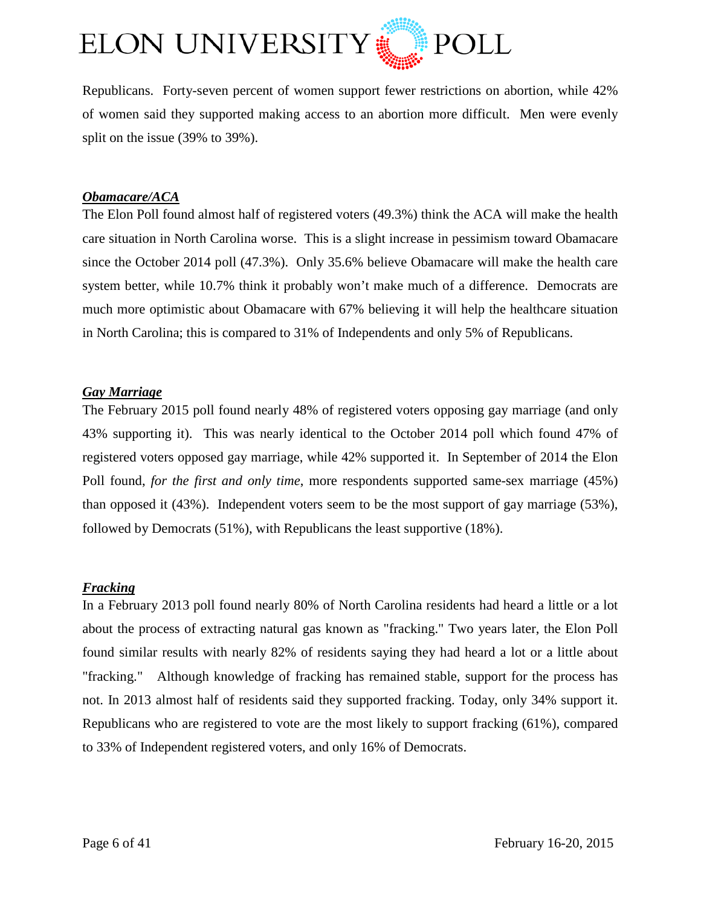Republicans. Forty-seven percent of women support fewer restrictions on abortion, while 42% of women said they supported making access to an abortion more difficult. Men were evenly split on the issue (39% to 39%).

***Obamacare/ACA***

The Elon Poll found almost half of registered voters (49.3%) think the ACA will make the health care situation in North Carolina worse. This is a slight increase in pessimism toward Obamacare since the October 2014 poll (47.3%). Only 35.6% believe Obamacare will make the health care system better, while 10.7% think it probably won't make much of a difference. Democrats are much more optimistic about Obamacare with 67% believing it will help the healthcare situation in North Carolina; this is compared to 31% of Independents and only 5% of Republicans.

***Gay Marriage***

The February 2015 poll found nearly 48% of registered voters opposing gay marriage (and only 43% supporting it). This was nearly identical to the October 2014 poll which found 47% of registered voters opposed gay marriage, while 42% supported it. In September of 2014 the Elon Poll found, *for the first and only time*, more respondents supported same-sex marriage (45%) than opposed it (43%). Independent voters seem to be the most support of gay marriage (53%), followed by Democrats (51%), with Republicans the least supportive (18%).

***Fracking***

In a February 2013 poll found nearly 80% of North Carolina residents had heard a little or a lot about the process of extracting natural gas known as "fracking." Two years later, the Elon Poll found similar results with nearly 82% of residents saying they had heard a lot or a little about "fracking." Although knowledge of fracking has remained stable, support for the process has not. In 2013 almost half of residents said they supported fracking. Today, only 34% support it. Republicans who are registered to vote are the most likely to support fracking (61%), compared to 33% of Independent registered voters, and only 16% of Democrats.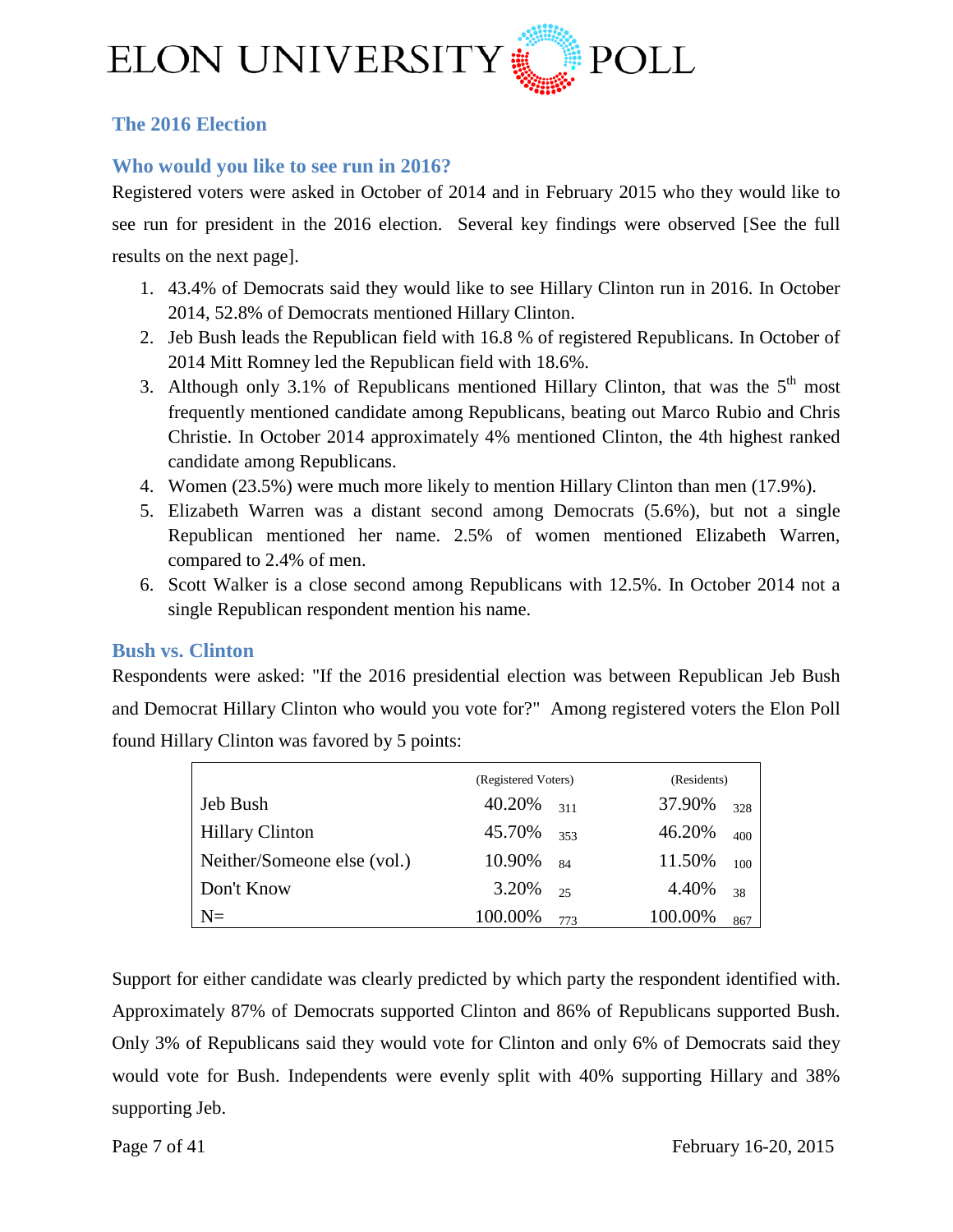## The 2016 Election

### Who would you like to see run in 2016?

Registered voters were asked in October of 2014 and in February 2015 who they would like to see run for president in the 2016 election. Several key findings were observed [See the full results on the next page].

1. 43.4% of Democrats said they would like to see Hillary Clinton run in 2016. In October 2014, 52.8% of Democrats mentioned Hillary Clinton.
2. Jeb Bush leads the Republican field with 16.8 % of registered Republicans. In October of 2014 Mitt Romney led the Republican field with 18.6%.
3. Although only 3.1% of Republicans mentioned Hillary Clinton, that was the 5th most frequently mentioned candidate among Republicans, beating out Marco Rubio and Chris Christie. In October 2014 approximately 4% mentioned Clinton, the 4th highest ranked candidate among Republicans.
4. Women (23.5%) were much more likely to mention Hillary Clinton than men (17.9%).
5. Elizabeth Warren was a distant second among Democrats (5.6%), but not a single Republican mentioned her name. 2.5% of women mentioned Elizabeth Warren, compared to 2.4% of men.
6. Scott Walker is a close second among Republicans with 12.5%. In October 2014 not a single Republican respondent mention his name.

### Bush vs. Clinton

Respondents were asked: "If the 2016 presidential election was between Republican Jeb Bush and Democrat Hillary Clinton who would you vote for?" Among registered voters the Elon Poll found Hillary Clinton was favored by 5 points:

| | (Registered Voters) | | (Residents) | |
|---|---|---|---|---|
| Jeb Bush | 40.20% | 311 | 37.90% | 328 |
| Hillary Clinton | 45.70% | 353 | 46.20% | 400 |
| Neither/Someone else (vol.) | 10.90% | 84 | 11.50% | 100 |
| Don't Know | 3.20% | 25 | 4.40% | 38 |
| N= | 100.00% | 773 | 100.00% | 867 |

Support for either candidate was clearly predicted by which party the respondent identified with. Approximately 87% of Democrats supported Clinton and 86% of Republicans supported Bush. Only 3% of Republicans said they would vote for Clinton and only 6% of Democrats said they would vote for Bush. Independents were evenly split with 40% supporting Hillary and 38% supporting Jeb.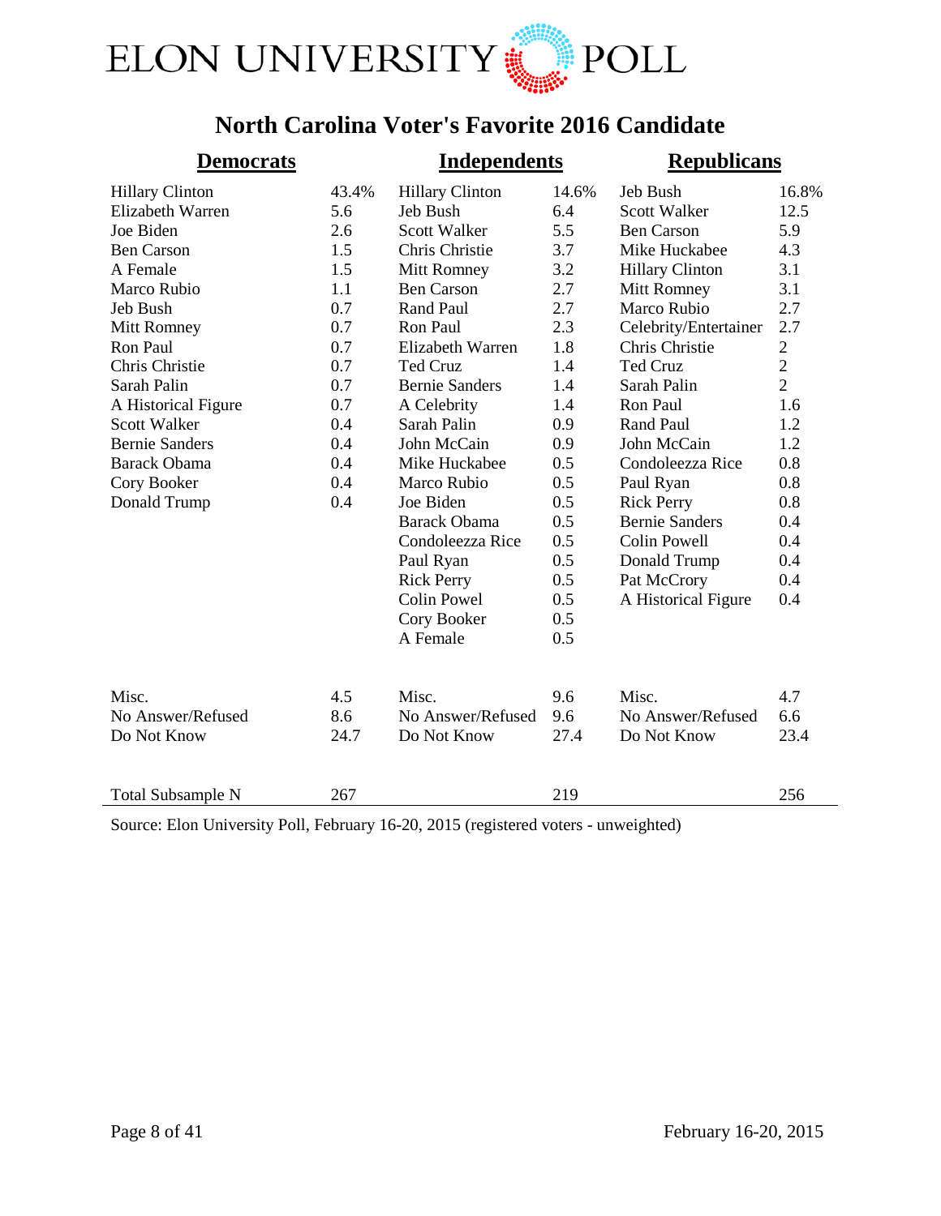# ELON UNIVERSITY POLL

## North Carolina Voter's Favorite 2016 Candidate

| Democrats | | Independents | | Republicans | |
|---|---|---|---|---|---|
| Hillary Clinton | 43.4% | Hillary Clinton | 14.6% | Jeb Bush | 16.8% |
| Elizabeth Warren | 5.6 | Jeb Bush | 6.4 | Scott Walker | 12.5 |
| Joe Biden | 2.6 | Scott Walker | 5.5 | Ben Carson | 5.9 |
| Ben Carson | 1.5 | Chris Christie | 3.7 | Mike Huckabee | 4.3 |
| A Female | 1.5 | Mitt Romney | 3.2 | Hillary Clinton | 3.1 |
| Marco Rubio | 1.1 | Ben Carson | 2.7 | Mitt Romney | 3.1 |
| Jeb Bush | 0.7 | Rand Paul | 2.7 | Marco Rubio | 2.7 |
| Mitt Romney | 0.7 | Ron Paul | 2.3 | Celebrity/Entertainer | 2.7 |
| Ron Paul | 0.7 | Elizabeth Warren | 1.8 | Chris Christie | 2 |
| Chris Christie | 0.7 | Ted Cruz | 1.4 | Ted Cruz | 2 |
| Sarah Palin | 0.7 | Bernie Sanders | 1.4 | Sarah Palin | 2 |
| A Historical Figure | 0.7 | A Celebrity | 1.4 | Ron Paul | 1.6 |
| Scott Walker | 0.4 | Sarah Palin | 0.9 | Rand Paul | 1.2 |
| Bernie Sanders | 0.4 | John McCain | 0.9 | John McCain | 1.2 |
| Barack Obama | 0.4 | Mike Huckabee | 0.5 | Condoleezza Rice | 0.8 |
| Cory Booker | 0.4 | Marco Rubio | 0.5 | Paul Ryan | 0.8 |
| Donald Trump | 0.4 | Joe Biden | 0.5 | Rick Perry | 0.8 |
| | | Barack Obama | 0.5 | Bernie Sanders | 0.4 |
| | | Condoleezza Rice | 0.5 | Colin Powell | 0.4 |
| | | Paul Ryan | 0.5 | Donald Trump | 0.4 |
| | | Rick Perry | 0.5 | Pat McCrory | 0.4 |
| | | Colin Powel | 0.5 | A Historical Figure | 0.4 |
| | | Cory Booker | 0.5 | | |
| | | A Female | 0.5 | | |
| Misc. | 4.5 | Misc. | 9.6 | Misc. | 4.7 |
| No Answer/Refused | 8.6 | No Answer/Refused | 9.6 | No Answer/Refused | 6.6 |
| Do Not Know | 24.7 | Do Not Know | 27.4 | Do Not Know | 23.4 |
| Total Subsample N | 267 | | 219 | | 256 |

Source: Elon University Poll, February 16-20, 2015 (registered voters - unweighted)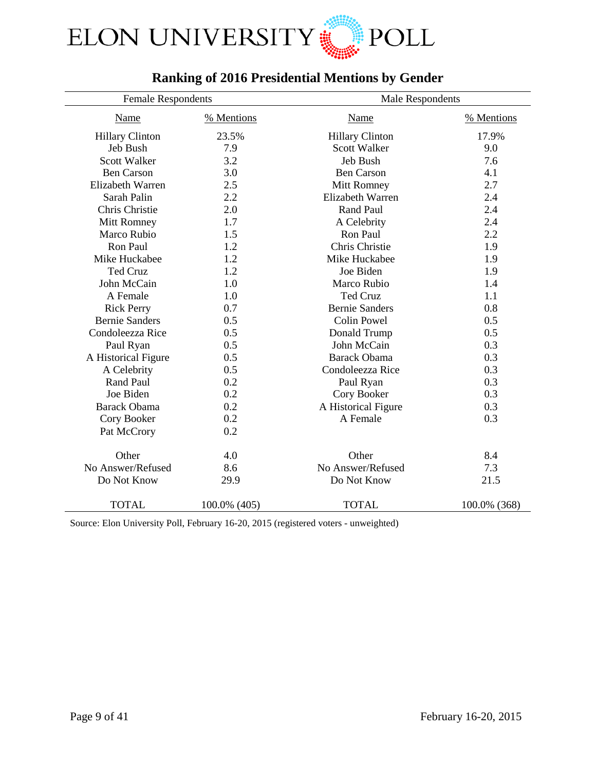ELON UNIVERSITY POLL

## Ranking of 2016 Presidential Mentions by Gender

| Female Respondents | | Male Respondents | |
|---|---|---|---|
| Name | % Mentions | Name | % Mentions |
| Hillary Clinton | 23.5% | Hillary Clinton | 17.9% |
| Jeb Bush | 7.9 | Scott Walker | 9.0 |
| Scott Walker | 3.2 | Jeb Bush | 7.6 |
| Ben Carson | 3.0 | Ben Carson | 4.1 |
| Elizabeth Warren | 2.5 | Mitt Romney | 2.7 |
| Sarah Palin | 2.2 | Elizabeth Warren | 2.4 |
| Chris Christie | 2.0 | Rand Paul | 2.4 |
| Mitt Romney | 1.7 | A Celebrity | 2.4 |
| Marco Rubio | 1.5 | Ron Paul | 2.2 |
| Ron Paul | 1.2 | Chris Christie | 1.9 |
| Mike Huckabee | 1.2 | Mike Huckabee | 1.9 |
| Ted Cruz | 1.2 | Joe Biden | 1.9 |
| John McCain | 1.0 | Marco Rubio | 1.4 |
| A Female | 1.0 | Ted Cruz | 1.1 |
| Rick Perry | 0.7 | Bernie Sanders | 0.8 |
| Bernie Sanders | 0.5 | Colin Powel | 0.5 |
| Condoleezza Rice | 0.5 | Donald Trump | 0.5 |
| Paul Ryan | 0.5 | John McCain | 0.3 |
| A Historical Figure | 0.5 | Barack Obama | 0.3 |
| A Celebrity | 0.5 | Condoleezza Rice | 0.3 |
| Rand Paul | 0.2 | Paul Ryan | 0.3 |
| Joe Biden | 0.2 | Cory Booker | 0.3 |
| Barack Obama | 0.2 | A Historical Figure | 0.3 |
| Cory Booker | 0.2 | A Female | 0.3 |
| Pat McCrory | 0.2 | | |
| Other | 4.0 | Other | 8.4 |
| No Answer/Refused | 8.6 | No Answer/Refused | 7.3 |
| Do Not Know | 29.9 | Do Not Know | 21.5 |
| TOTAL | 100.0% (405) | TOTAL | 100.0% (368) |

Source: Elon University Poll, February 16-20, 2015 (registered voters - unweighted)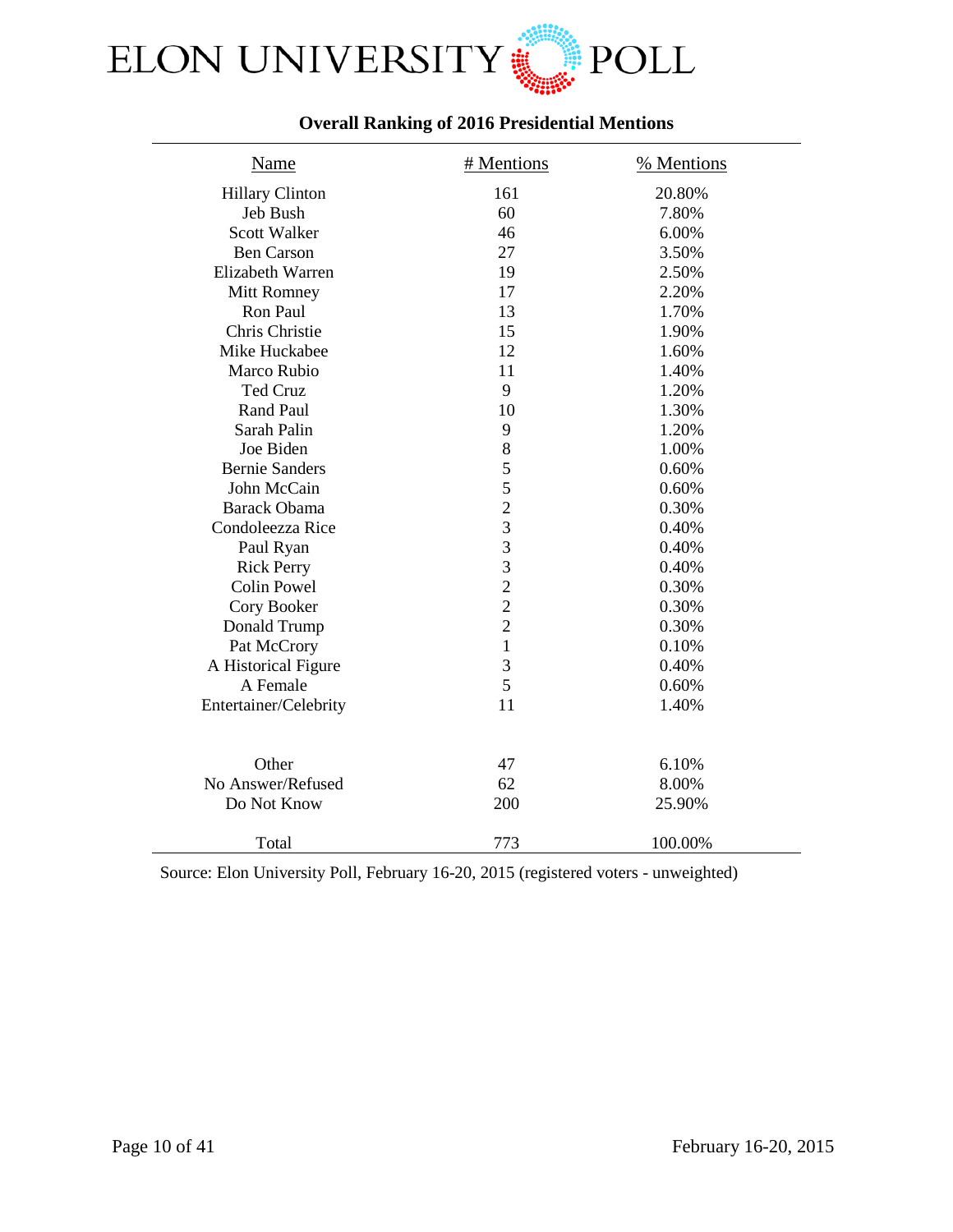# ELON UNIVERSITY POLL

## Overall Ranking of 2016 Presidential Mentions

| Name | # Mentions | % Mentions |
|---|---|---|
| Hillary Clinton | 161 | 20.80% |
| Jeb Bush | 60 | 7.80% |
| Scott Walker | 46 | 6.00% |
| Ben Carson | 27 | 3.50% |
| Elizabeth Warren | 19 | 2.50% |
| Mitt Romney | 17 | 2.20% |
| Ron Paul | 13 | 1.70% |
| Chris Christie | 15 | 1.90% |
| Mike Huckabee | 12 | 1.60% |
| Marco Rubio | 11 | 1.40% |
| Ted Cruz | 9 | 1.20% |
| Rand Paul | 10 | 1.30% |
| Sarah Palin | 9 | 1.20% |
| Joe Biden | 8 | 1.00% |
| Bernie Sanders | 5 | 0.60% |
| John McCain | 5 | 0.60% |
| Barack Obama | 2 | 0.30% |
| Condoleezza Rice | 3 | 0.40% |
| Paul Ryan | 3 | 0.40% |
| Rick Perry | 3 | 0.40% |
| Colin Powel | 2 | 0.30% |
| Cory Booker | 2 | 0.30% |
| Donald Trump | 2 | 0.30% |
| Pat McCrory | 1 | 0.10% |
| A Historical Figure | 3 | 0.40% |
| A Female | 5 | 0.60% |
| Entertainer/Celebrity | 11 | 1.40% |
| | | |
| Other | 47 | 6.10% |
| No Answer/Refused | 62 | 8.00% |
| Do Not Know | 200 | 25.90% |
| | | |
| Total | 773 | 100.00% |

Source: Elon University Poll, February 16-20, 2015 (registered voters - unweighted)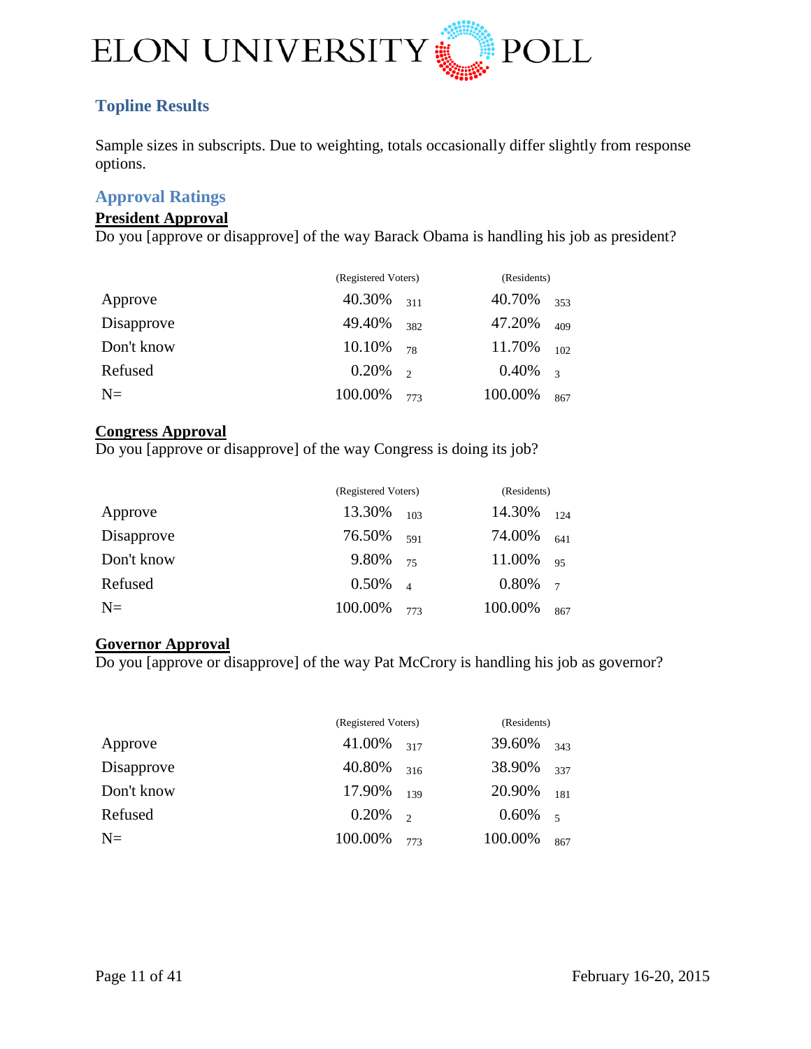## Topline Results

Sample sizes in subscripts. Due to weighting, totals occasionally differ slightly from response options.

### Approval Ratings

**President Approval**

Do you [approve or disapprove] of the way Barack Obama is handling his job as president?

| | (Registered Voters) | | (Residents) | |
|---|---|---|---|---|
| Approve | 40.30% | 311 | 40.70% | 353 |
| Disapprove | 49.40% | 382 | 47.20% | 409 |
| Don't know | 10.10% | 78 | 11.70% | 102 |
| Refused | 0.20% | 2 | 0.40% | 3 |
| N= | 100.00% | 773 | 100.00% | 867 |

**Congress Approval**

Do you [approve or disapprove] of the way Congress is doing its job?

| | (Registered Voters) | | (Residents) | |
|---|---|---|---|---|
| Approve | 13.30% | 103 | 14.30% | 124 |
| Disapprove | 76.50% | 591 | 74.00% | 641 |
| Don't know | 9.80% | 75 | 11.00% | 95 |
| Refused | 0.50% | 4 | 0.80% | 7 |
| N= | 100.00% | 773 | 100.00% | 867 |

**Governor Approval**

Do you [approve or disapprove] of the way Pat McCrory is handling his job as governor?

| | (Registered Voters) | | (Residents) | |
|---|---|---|---|---|
| Approve | 41.00% | 317 | 39.60% | 343 |
| Disapprove | 40.80% | 316 | 38.90% | 337 |
| Don't know | 17.90% | 139 | 20.90% | 181 |
| Refused | 0.20% | 2 | 0.60% | 5 |
| N= | 100.00% | 773 | 100.00% | 867 |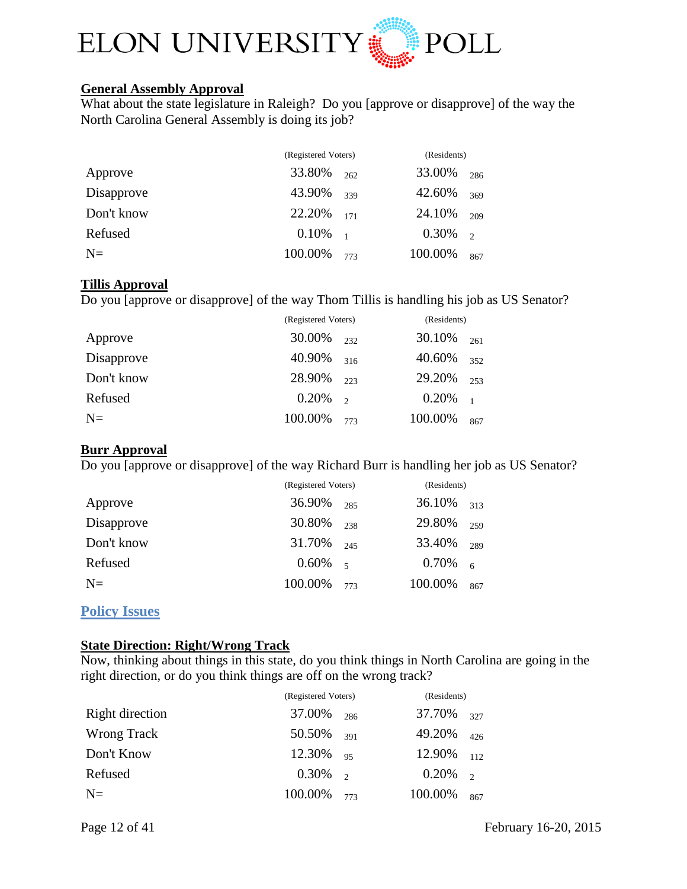### General Assembly Approval

What about the state legislature in Raleigh? Do you [approve or disapprove] of the way the North Carolina General Assembly is doing its job?

| | (Registered Voters) | | (Residents) | |
|---|---|---|---|---|
| Approve | 33.80% | 262 | 33.00% | 286 |
| Disapprove | 43.90% | 339 | 42.60% | 369 |
| Don't know | 22.20% | 171 | 24.10% | 209 |
| Refused | 0.10% | 1 | 0.30% | 2 |
| N= | 100.00% | 773 | 100.00% | 867 |

### Tillis Approval

Do you [approve or disapprove] of the way Thom Tillis is handling his job as US Senator?

| | (Registered Voters) | | (Residents) | |
|---|---|---|---|---|
| Approve | 30.00% | 232 | 30.10% | 261 |
| Disapprove | 40.90% | 316 | 40.60% | 352 |
| Don't know | 28.90% | 223 | 29.20% | 253 |
| Refused | 0.20% | 2 | 0.20% | 1 |
| N= | 100.00% | 773 | 100.00% | 867 |

### Burr Approval

Do you [approve or disapprove] of the way Richard Burr is handling her job as US Senator?

| | (Registered Voters) | | (Residents) | |
|---|---|---|---|---|
| Approve | 36.90% | 285 | 36.10% | 313 |
| Disapprove | 30.80% | 238 | 29.80% | 259 |
| Don't know | 31.70% | 245 | 33.40% | 289 |
| Refused | 0.60% | 5 | 0.70% | 6 |
| N= | 100.00% | 773 | 100.00% | 867 |

## Policy Issues

### State Direction: Right/Wrong Track

Now, thinking about things in this state, do you think things in North Carolina are going in the right direction, or do you think things are off on the wrong track?

| | (Registered Voters) | | (Residents) | |
|---|---|---|---|---|
| Right direction | 37.00% | 286 | 37.70% | 327 |
| Wrong Track | 50.50% | 391 | 49.20% | 426 |
| Don't Know | 12.30% | 95 | 12.90% | 112 |
| Refused | 0.30% | 2 | 0.20% | 2 |
| N= | 100.00% | 773 | 100.00% | 867 |

February 16-20, 2015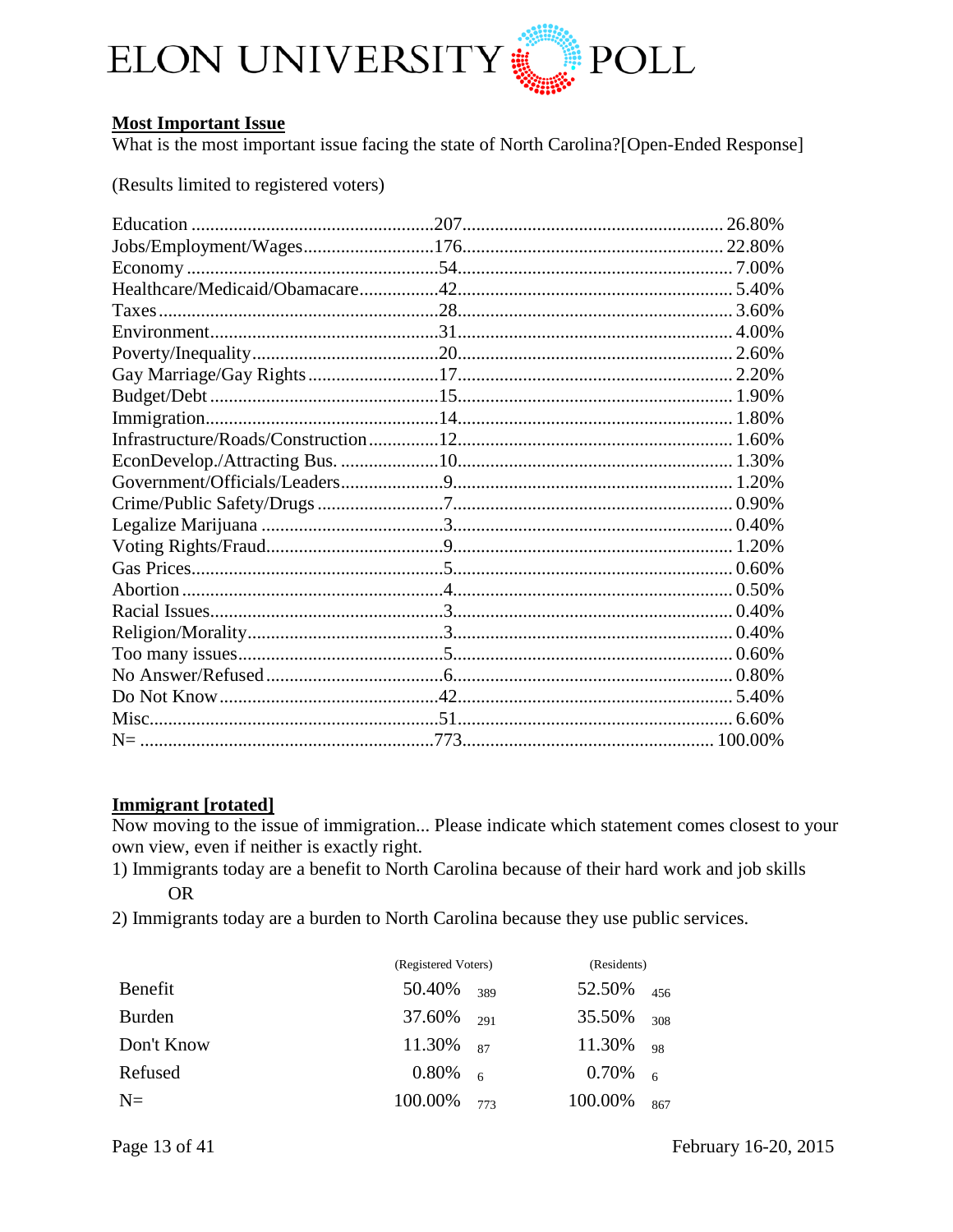**Most Important Issue**

What is the most important issue facing the state of North Carolina?[Open-Ended Response]

(Results limited to registered voters)

| Issue | Count | Percent |
|---|---|---|
| Education | 207 | 26.80% |
| Jobs/Employment/Wages | 176 | 22.80% |
| Economy | 54 | 7.00% |
| Healthcare/Medicaid/Obamacare | 42 | 5.40% |
| Taxes | 28 | 3.60% |
| Environment | 31 | 4.00% |
| Poverty/Inequality | 20 | 2.60% |
| Gay Marriage/Gay Rights | 17 | 2.20% |
| Budget/Debt | 15 | 1.90% |
| Immigration | 14 | 1.80% |
| Infrastructure/Roads/Construction | 12 | 1.60% |
| EconDevelop./Attracting Bus. | 10 | 1.30% |
| Government/Officials/Leaders | 9 | 1.20% |
| Crime/Public Safety/Drugs | 7 | 0.90% |
| Legalize Marijuana | 3 | 0.40% |
| Voting Rights/Fraud | 9 | 1.20% |
| Gas Prices | 5 | 0.60% |
| Abortion | 4 | 0.50% |
| Racial Issues | 3 | 0.40% |
| Religion/Morality | 3 | 0.40% |
| Too many issues | 5 | 0.60% |
| No Answer/Refused | 6 | 0.80% |
| Do Not Know | 42 | 5.40% |
| Misc. | 51 | 6.60% |
| N= | 773 | 100.00% |

**Immigrant [rotated]**

Now moving to the issue of immigration... Please indicate which statement comes closest to your own view, even if neither is exactly right.

1) Immigrants today are a benefit to North Carolina because of their hard work and job skills

OR

2) Immigrants today are a burden to North Carolina because they use public services.

| | (Registered Voters) | | (Residents) | |
|---|---|---|---|---|
| Benefit | 50.40% | 389 | 52.50% | 456 |
| Burden | 37.60% | 291 | 35.50% | 308 |
| Don't Know | 11.30% | 87 | 11.30% | 98 |
| Refused | 0.80% | 6 | 0.70% | 6 |
| N= | 100.00% | 773 | 100.00% | 867 |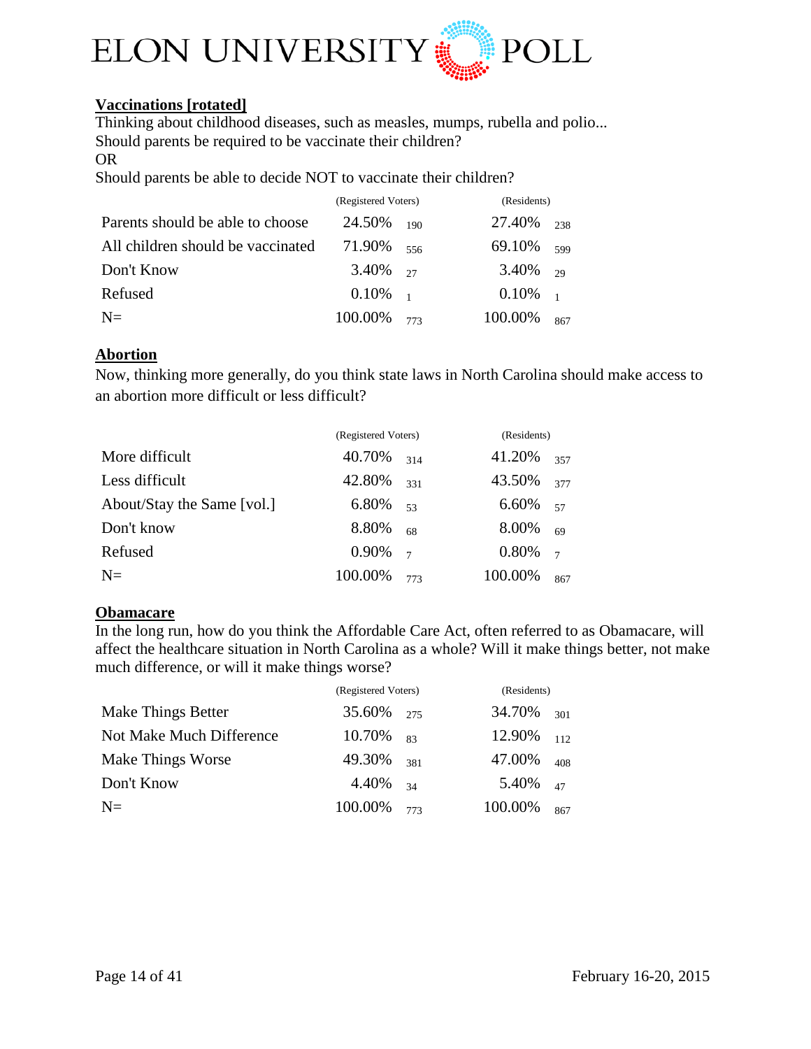## Vaccinations [rotated]

Thinking about childhood diseases, such as measles, mumps, rubella and polio...
Should parents be required to be vaccinate their children?
OR
Should parents be able to decide NOT to vaccinate their children?

| | (Registered Voters) | | (Residents) | |
|---|---|---|---|---|
| Parents should be able to choose | 24.50% | 190 | 27.40% | 238 |
| All children should be vaccinated | 71.90% | 556 | 69.10% | 599 |
| Don't Know | 3.40% | 27 | 3.40% | 29 |
| Refused | 0.10% | 1 | 0.10% | 1 |
| N= | 100.00% | 773 | 100.00% | 867 |

## Abortion

Now, thinking more generally, do you think state laws in North Carolina should make access to an abortion more difficult or less difficult?

| | (Registered Voters) | | (Residents) | |
|---|---|---|---|---|
| More difficult | 40.70% | 314 | 41.20% | 357 |
| Less difficult | 42.80% | 331 | 43.50% | 377 |
| About/Stay the Same [vol.] | 6.80% | 53 | 6.60% | 57 |
| Don't know | 8.80% | 68 | 8.00% | 69 |
| Refused | 0.90% | 7 | 0.80% | 7 |
| N= | 100.00% | 773 | 100.00% | 867 |

## Obamacare

In the long run, how do you think the Affordable Care Act, often referred to as Obamacare, will affect the healthcare situation in North Carolina as a whole? Will it make things better, not make much difference, or will it make things worse?

| | (Registered Voters) | | (Residents) | |
|---|---|---|---|---|
| Make Things Better | 35.60% | 275 | 34.70% | 301 |
| Not Make Much Difference | 10.70% | 83 | 12.90% | 112 |
| Make Things Worse | 49.30% | 381 | 47.00% | 408 |
| Don't Know | 4.40% | 34 | 5.40% | 47 |
| N= | 100.00% | 773 | 100.00% | 867 |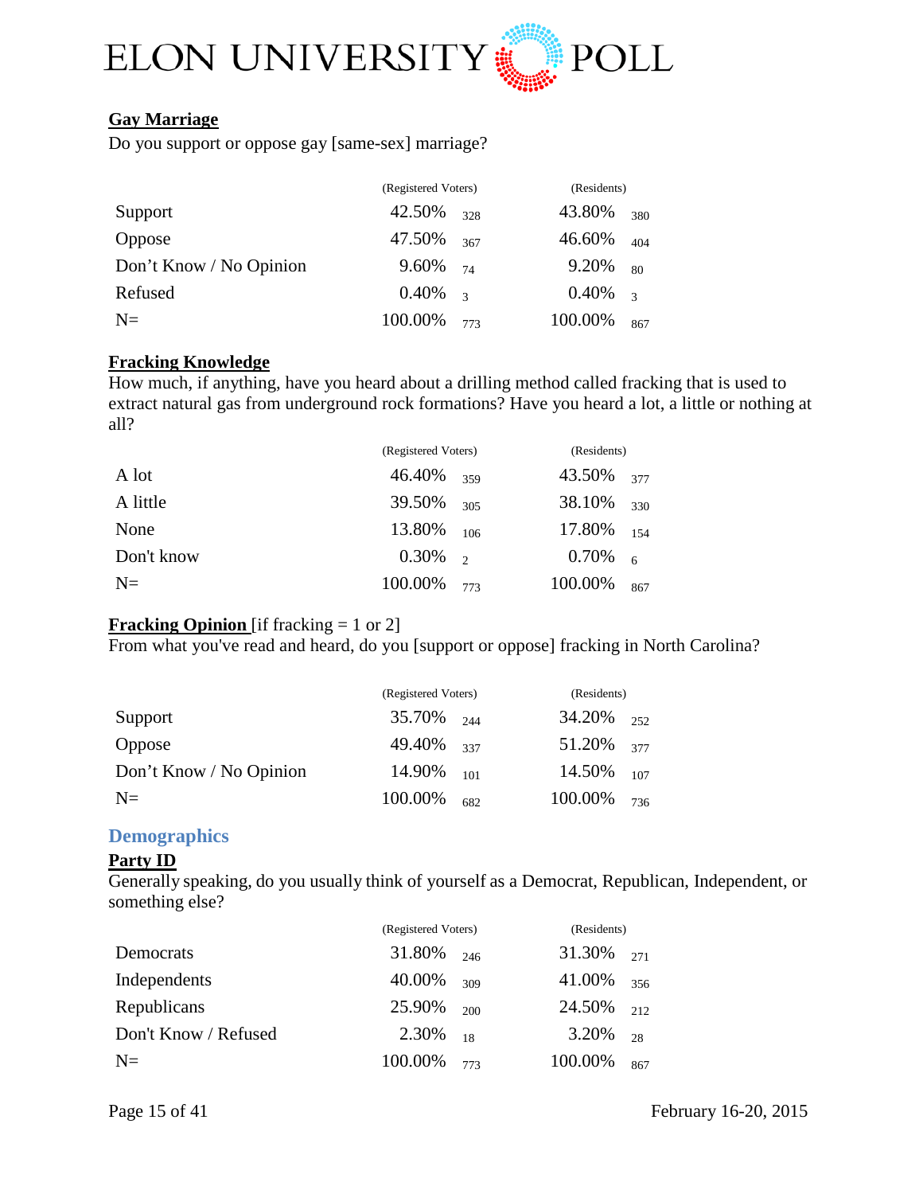## Gay Marriage

Do you support or oppose gay [same-sex] marriage?

| | (Registered Voters) | | (Residents) | |
|---|---|---|---|---|
| Support | 42.50% | 328 | 43.80% | 380 |
| Oppose | 47.50% | 367 | 46.60% | 404 |
| Don't Know / No Opinion | 9.60% | 74 | 9.20% | 80 |
| Refused | 0.40% | 3 | 0.40% | 3 |
| N= | 100.00% | 773 | 100.00% | 867 |

## Fracking Knowledge

How much, if anything, have you heard about a drilling method called fracking that is used to extract natural gas from underground rock formations? Have you heard a lot, a little or nothing at all?

| | (Registered Voters) | | (Residents) | |
|---|---|---|---|---|
| A lot | 46.40% | 359 | 43.50% | 377 |
| A little | 39.50% | 305 | 38.10% | 330 |
| None | 13.80% | 106 | 17.80% | 154 |
| Don't know | 0.30% | 2 | 0.70% | 6 |
| N= | 100.00% | 773 | 100.00% | 867 |

## Fracking Opinion [if fracking = 1 or 2]

From what you've read and heard, do you [support or oppose] fracking in North Carolina?

| | (Registered Voters) | | (Residents) | |
|---|---|---|---|---|
| Support | 35.70% | 244 | 34.20% | 252 |
| Oppose | 49.40% | 337 | 51.20% | 377 |
| Don't Know / No Opinion | 14.90% | 101 | 14.50% | 107 |
| N= | 100.00% | 682 | 100.00% | 736 |

# Demographics

## Party ID

Generally speaking, do you usually think of yourself as a Democrat, Republican, Independent, or something else?

| | (Registered Voters) | | (Residents) | |
|---|---|---|---|---|
| Democrats | 31.80% | 246 | 31.30% | 271 |
| Independents | 40.00% | 309 | 41.00% | 356 |
| Republicans | 25.90% | 200 | 24.50% | 212 |
| Don't Know / Refused | 2.30% | 18 | 3.20% | 28 |
| N= | 100.00% | 773 | 100.00% | 867 |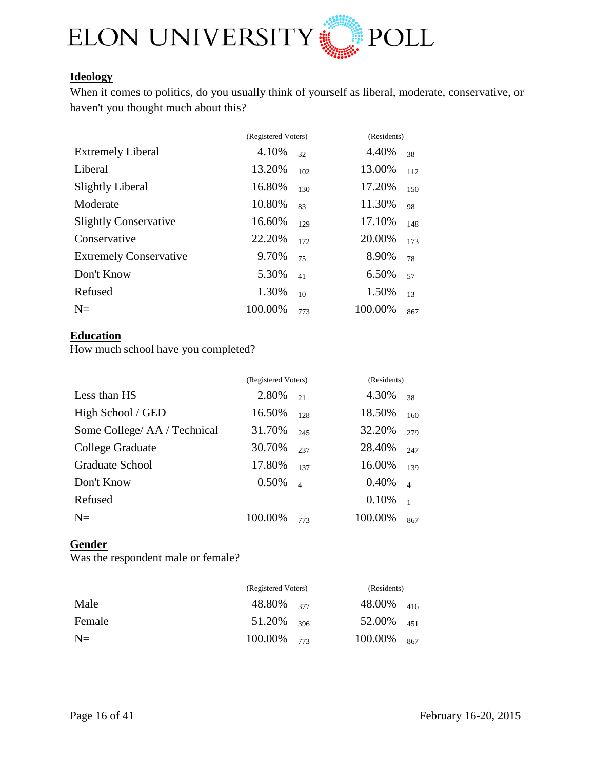**Ideology**

When it comes to politics, do you usually think of yourself as liberal, moderate, conservative, or haven't you thought much about this?

| | (Registered Voters) | | (Residents) | |
|---|---|---|---|---|
| Extremely Liberal | 4.10% | 32 | 4.40% | 38 |
| Liberal | 13.20% | 102 | 13.00% | 112 |
| Slightly Liberal | 16.80% | 130 | 17.20% | 150 |
| Moderate | 10.80% | 83 | 11.30% | 98 |
| Slightly Conservative | 16.60% | 129 | 17.10% | 148 |
| Conservative | 22.20% | 172 | 20.00% | 173 |
| Extremely Conservative | 9.70% | 75 | 8.90% | 78 |
| Don't Know | 5.30% | 41 | 6.50% | 57 |
| Refused | 1.30% | 10 | 1.50% | 13 |
| N= | 100.00% | 773 | 100.00% | 867 |

**Education**

How much school have you completed?

| | (Registered Voters) | | (Residents) | |
|---|---|---|---|---|
| Less than HS | 2.80% | 21 | 4.30% | 38 |
| High School / GED | 16.50% | 128 | 18.50% | 160 |
| Some College/ AA / Technical | 31.70% | 245 | 32.20% | 279 |
| College Graduate | 30.70% | 237 | 28.40% | 247 |
| Graduate School | 17.80% | 137 | 16.00% | 139 |
| Don't Know | 0.50% | 4 | 0.40% | 4 |
| Refused | | | 0.10% | 1 |
| N= | 100.00% | 773 | 100.00% | 867 |

**Gender**

Was the respondent male or female?

| | (Registered Voters) | | (Residents) | |
|---|---|---|---|---|
| Male | 48.80% | 377 | 48.00% | 416 |
| Female | 51.20% | 396 | 52.00% | 451 |
| N= | 100.00% | 773 | 100.00% | 867 |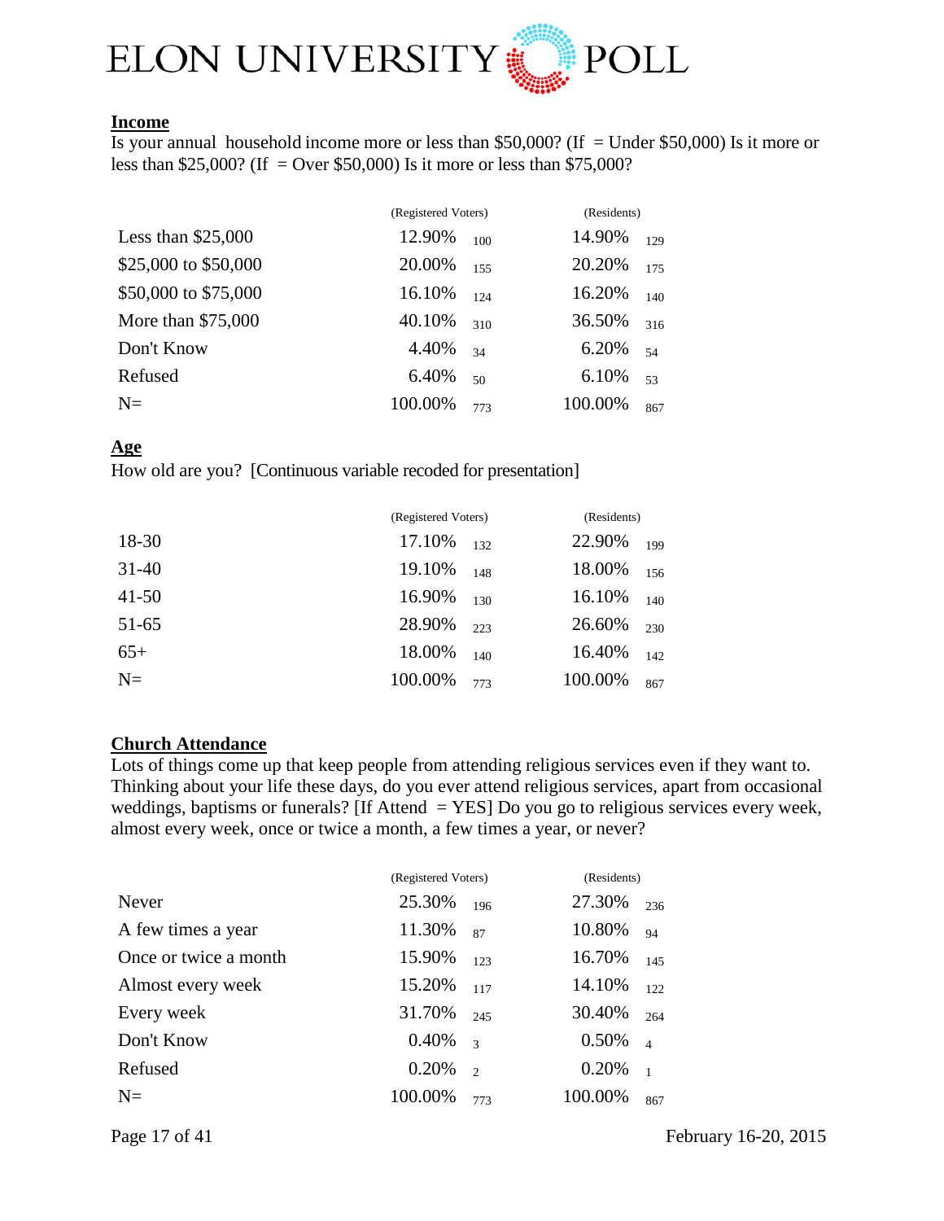## Income

Is your annual household income more or less than $50,000? (If = Under $50,000) Is it more or less than $25,000? (If = Over $50,000) Is it more or less than $75,000?

| | (Registered Voters) | | (Residents) | |
|---|---|---|---|---|
| Less than $25,000 | 12.90% | 100 | 14.90% | 129 |
| $25,000 to $50,000 | 20.00% | 155 | 20.20% | 175 |
| $50,000 to $75,000 | 16.10% | 124 | 16.20% | 140 |
| More than $75,000 | 40.10% | 310 | 36.50% | 316 |
| Don't Know | 4.40% | 34 | 6.20% | 54 |
| Refused | 6.40% | 50 | 6.10% | 53 |
| N= | 100.00% | 773 | 100.00% | 867 |

## Age

How old are you? [Continuous variable recoded for presentation]

| | (Registered Voters) | | (Residents) | |
|---|---|---|---|---|
| 18-30 | 17.10% | 132 | 22.90% | 199 |
| 31-40 | 19.10% | 148 | 18.00% | 156 |
| 41-50 | 16.90% | 130 | 16.10% | 140 |
| 51-65 | 28.90% | 223 | 26.60% | 230 |
| 65+ | 18.00% | 140 | 16.40% | 142 |
| N= | 100.00% | 773 | 100.00% | 867 |

## Church Attendance

Lots of things come up that keep people from attending religious services even if they want to. Thinking about your life these days, do you ever attend religious services, apart from occasional weddings, baptisms or funerals? [If Attend = YES] Do you go to religious services every week, almost every week, once or twice a month, a few times a year, or never?

| | (Registered Voters) | | (Residents) | |
|---|---|---|---|---|
| Never | 25.30% | 196 | 27.30% | 236 |
| A few times a year | 11.30% | 87 | 10.80% | 94 |
| Once or twice a month | 15.90% | 123 | 16.70% | 145 |
| Almost every week | 15.20% | 117 | 14.10% | 122 |
| Every week | 31.70% | 245 | 30.40% | 264 |
| Don't Know | 0.40% | 3 | 0.50% | 4 |
| Refused | 0.20% | 2 | 0.20% | 1 |
| N= | 100.00% | 773 | 100.00% | 867 |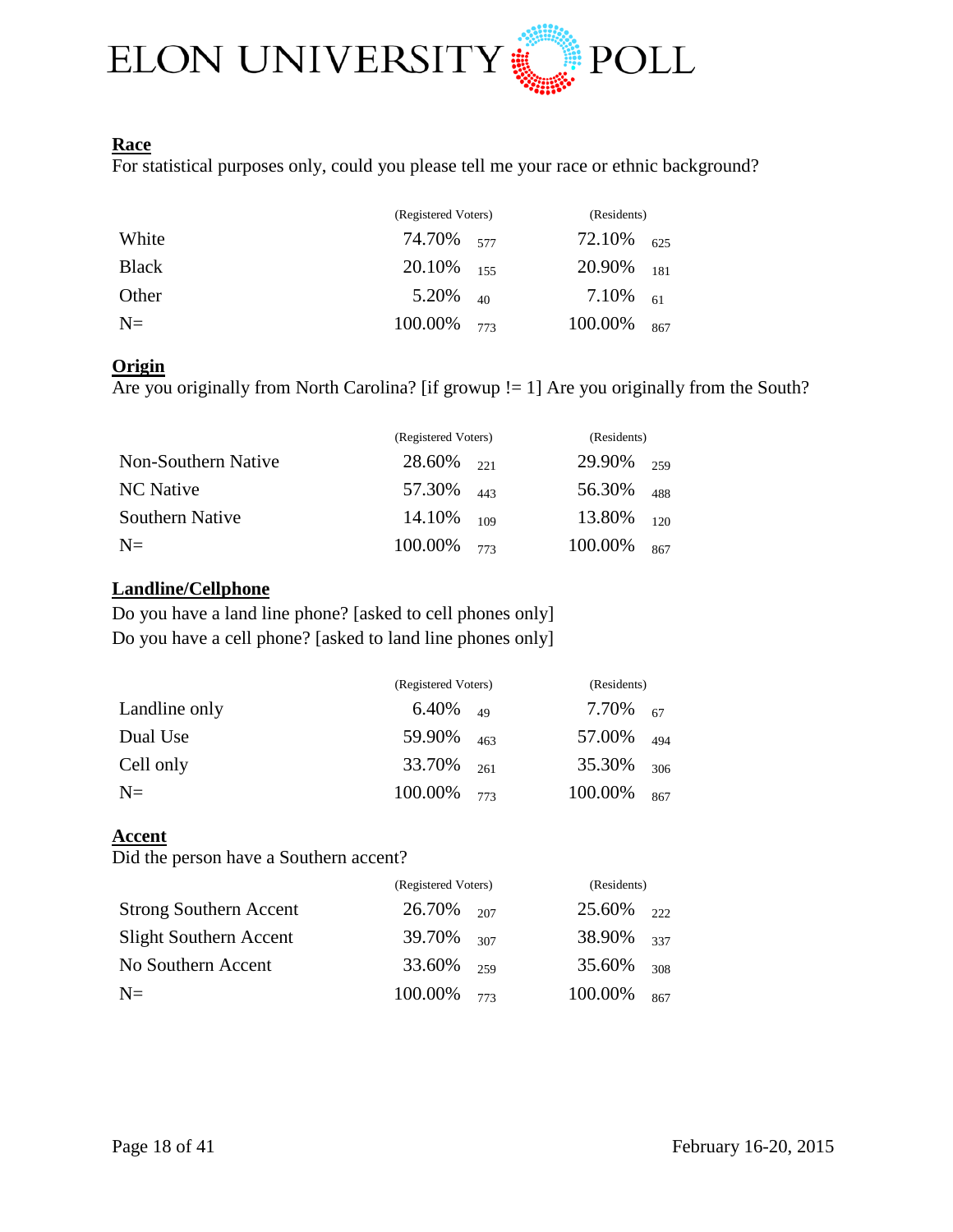**Race**

For statistical purposes only, could you please tell me your race or ethnic background?

| | (Registered Voters) | | (Residents) | |
|---|---|---|---|---|
| White | 74.70% | 577 | 72.10% | 625 |
| Black | 20.10% | 155 | 20.90% | 181 |
| Other | 5.20% | 40 | 7.10% | 61 |
| N= | 100.00% | 773 | 100.00% | 867 |

**Origin**

Are you originally from North Carolina? [if growup != 1] Are you originally from the South?

| | (Registered Voters) | | (Residents) | |
|---|---|---|---|---|
| Non-Southern Native | 28.60% | 221 | 29.90% | 259 |
| NC Native | 57.30% | 443 | 56.30% | 488 |
| Southern Native | 14.10% | 109 | 13.80% | 120 |
| N= | 100.00% | 773 | 100.00% | 867 |

**Landline/Cellphone**

Do you have a land line phone? [asked to cell phones only]
Do you have a cell phone? [asked to land line phones only]

| | (Registered Voters) | | (Residents) | |
|---|---|---|---|---|
| Landline only | 6.40% | 49 | 7.70% | 67 |
| Dual Use | 59.90% | 463 | 57.00% | 494 |
| Cell only | 33.70% | 261 | 35.30% | 306 |
| N= | 100.00% | 773 | 100.00% | 867 |

**Accent**

Did the person have a Southern accent?

| | (Registered Voters) | | (Residents) | |
|---|---|---|---|---|
| Strong Southern Accent | 26.70% | 207 | 25.60% | 222 |
| Slight Southern Accent | 39.70% | 307 | 38.90% | 337 |
| No Southern Accent | 33.60% | 259 | 35.60% | 308 |
| N= | 100.00% | 773 | 100.00% | 867 |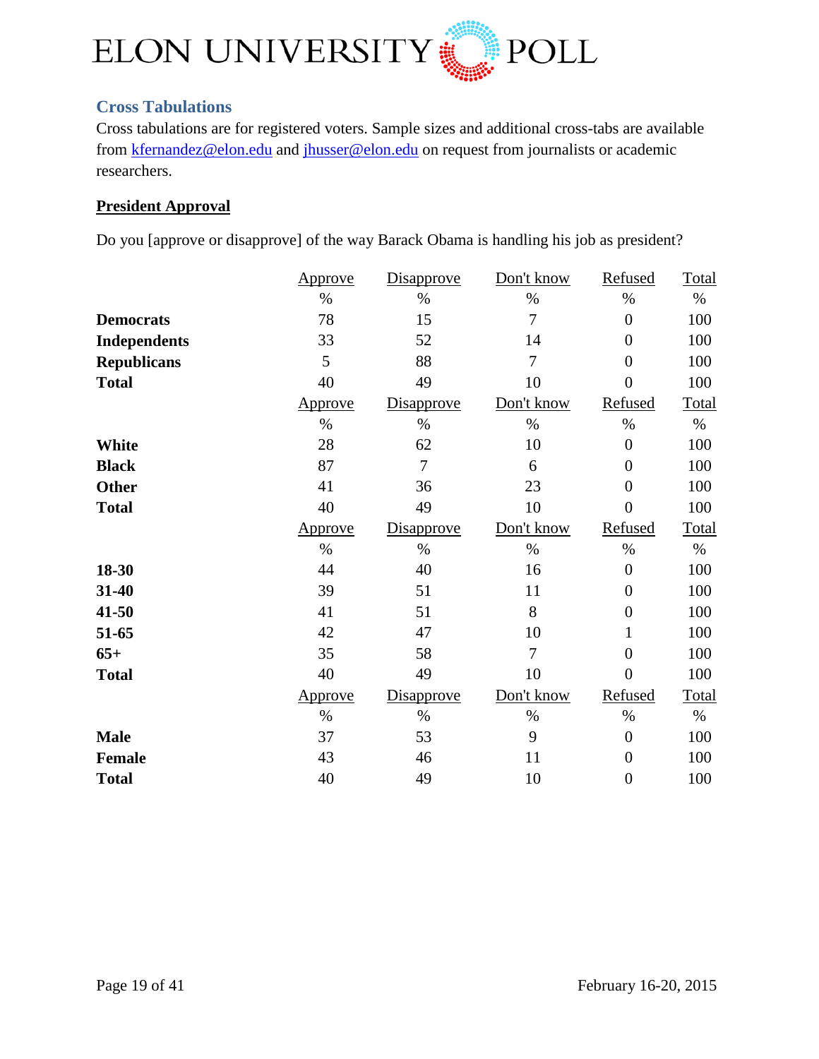## Cross Tabulations

Cross tabulations are for registered voters. Sample sizes and additional cross-tabs are available from kfernandez@elon.edu and jhusser@elon.edu on request from journalists or academic researchers.

**President Approval**

Do you [approve or disapprove] of the way Barack Obama is handling his job as president?

| | Approve | Disapprove | Don't know | Refused | Total |
|---|---|---|---|---|---|
| | % | % | % | % | % |
| **Democrats** | 78 | 15 | 7 | 0 | 100 |
| **Independents** | 33 | 52 | 14 | 0 | 100 |
| **Republicans** | 5 | 88 | 7 | 0 | 100 |
| **Total** | 40 | 49 | 10 | 0 | 100 |
| | Approve | Disapprove | Don't know | Refused | Total |
| | % | % | % | % | % |
| **White** | 28 | 62 | 10 | 0 | 100 |
| **Black** | 87 | 7 | 6 | 0 | 100 |
| **Other** | 41 | 36 | 23 | 0 | 100 |
| **Total** | 40 | 49 | 10 | 0 | 100 |
| | Approve | Disapprove | Don't know | Refused | Total |
| | % | % | % | % | % |
| **18-30** | 44 | 40 | 16 | 0 | 100 |
| **31-40** | 39 | 51 | 11 | 0 | 100 |
| **41-50** | 41 | 51 | 8 | 0 | 100 |
| **51-65** | 42 | 47 | 10 | 1 | 100 |
| **65+** | 35 | 58 | 7 | 0 | 100 |
| **Total** | 40 | 49 | 10 | 0 | 100 |
| | Approve | Disapprove | Don't know | Refused | Total |
| | % | % | % | % | % |
| **Male** | 37 | 53 | 9 | 0 | 100 |
| **Female** | 43 | 46 | 11 | 0 | 100 |
| **Total** | 40 | 49 | 10 | 0 | 100 |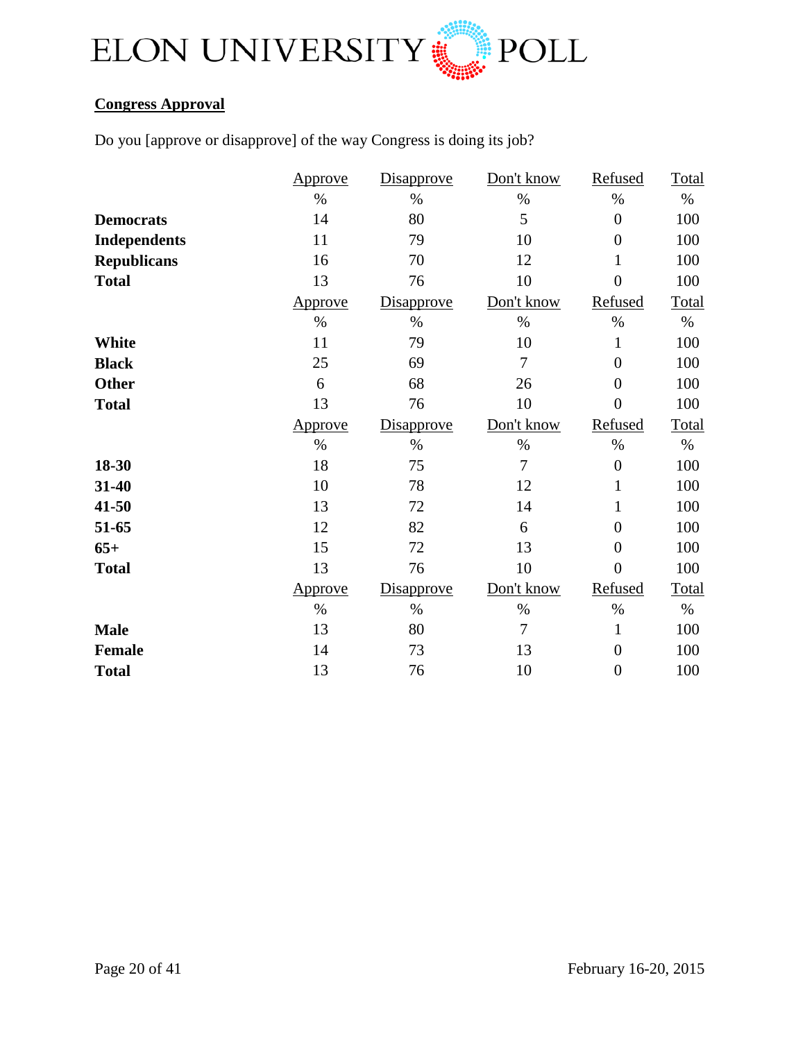**Congress Approval**

Do you [approve or disapprove] of the way Congress is doing its job?

| | Approve | Disapprove | Don't know | Refused | Total |
|---|---|---|---|---|---|
| | % | % | % | % | % |
| **Democrats** | 14 | 80 | 5 | 0 | 100 |
| **Independents** | 11 | 79 | 10 | 0 | 100 |
| **Republicans** | 16 | 70 | 12 | 1 | 100 |
| **Total** | 13 | 76 | 10 | 0 | 100 |
| | Approve | Disapprove | Don't know | Refused | Total |
| | % | % | % | % | % |
| **White** | 11 | 79 | 10 | 1 | 100 |
| **Black** | 25 | 69 | 7 | 0 | 100 |
| **Other** | 6 | 68 | 26 | 0 | 100 |
| **Total** | 13 | 76 | 10 | 0 | 100 |
| | Approve | Disapprove | Don't know | Refused | Total |
| | % | % | % | % | % |
| **18-30** | 18 | 75 | 7 | 0 | 100 |
| **31-40** | 10 | 78 | 12 | 1 | 100 |
| **41-50** | 13 | 72 | 14 | 1 | 100 |
| **51-65** | 12 | 82 | 6 | 0 | 100 |
| **65+** | 15 | 72 | 13 | 0 | 100 |
| **Total** | 13 | 76 | 10 | 0 | 100 |
| | Approve | Disapprove | Don't know | Refused | Total |
| | % | % | % | % | % |
| **Male** | 13 | 80 | 7 | 1 | 100 |
| **Female** | 14 | 73 | 13 | 0 | 100 |
| **Total** | 13 | 76 | 10 | 0 | 100 |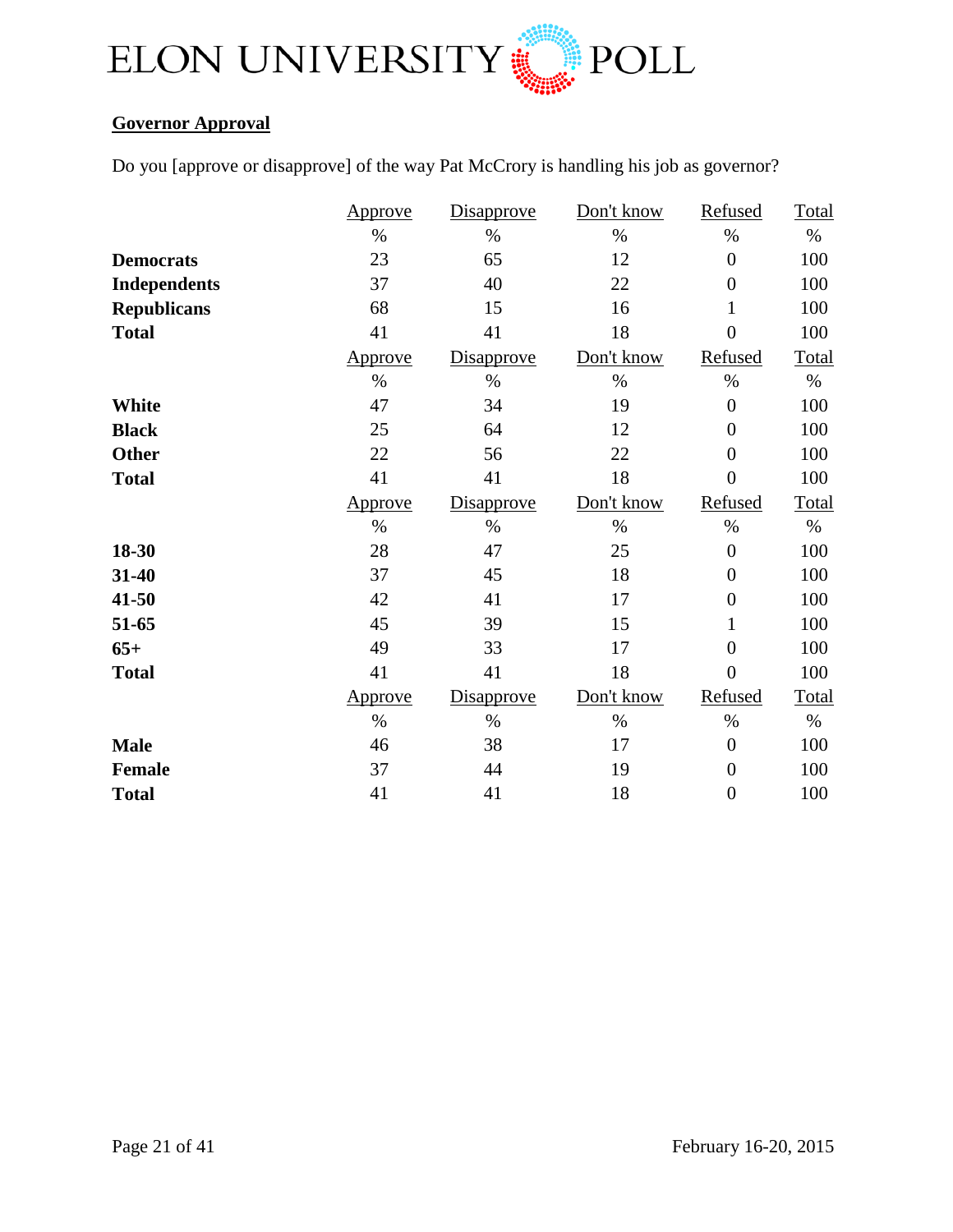**Governor Approval**

Do you [approve or disapprove] of the way Pat McCrory is handling his job as governor?

| | Approve | Disapprove | Don't know | Refused | Total |
|---|---|---|---|---|---|
| | % | % | % | % | % |
| **Democrats** | 23 | 65 | 12 | 0 | 100 |
| **Independents** | 37 | 40 | 22 | 0 | 100 |
| **Republicans** | 68 | 15 | 16 | 1 | 100 |
| **Total** | 41 | 41 | 18 | 0 | 100 |

| | Approve | Disapprove | Don't know | Refused | Total |
|---|---|---|---|---|---|
| | % | % | % | % | % |
| **White** | 47 | 34 | 19 | 0 | 100 |
| **Black** | 25 | 64 | 12 | 0 | 100 |
| **Other** | 22 | 56 | 22 | 0 | 100 |
| **Total** | 41 | 41 | 18 | 0 | 100 |

| | Approve | Disapprove | Don't know | Refused | Total |
|---|---|---|---|---|---|
| | % | % | % | % | % |
| **18-30** | 28 | 47 | 25 | 0 | 100 |
| **31-40** | 37 | 45 | 18 | 0 | 100 |
| **41-50** | 42 | 41 | 17 | 0 | 100 |
| **51-65** | 45 | 39 | 15 | 1 | 100 |
| **65+** | 49 | 33 | 17 | 0 | 100 |
| **Total** | 41 | 41 | 18 | 0 | 100 |

| | Approve | Disapprove | Don't know | Refused | Total |
|---|---|---|---|---|---|
| | % | % | % | % | % |
| **Male** | 46 | 38 | 17 | 0 | 100 |
| **Female** | 37 | 44 | 19 | 0 | 100 |
| **Total** | 41 | 41 | 18 | 0 | 100 |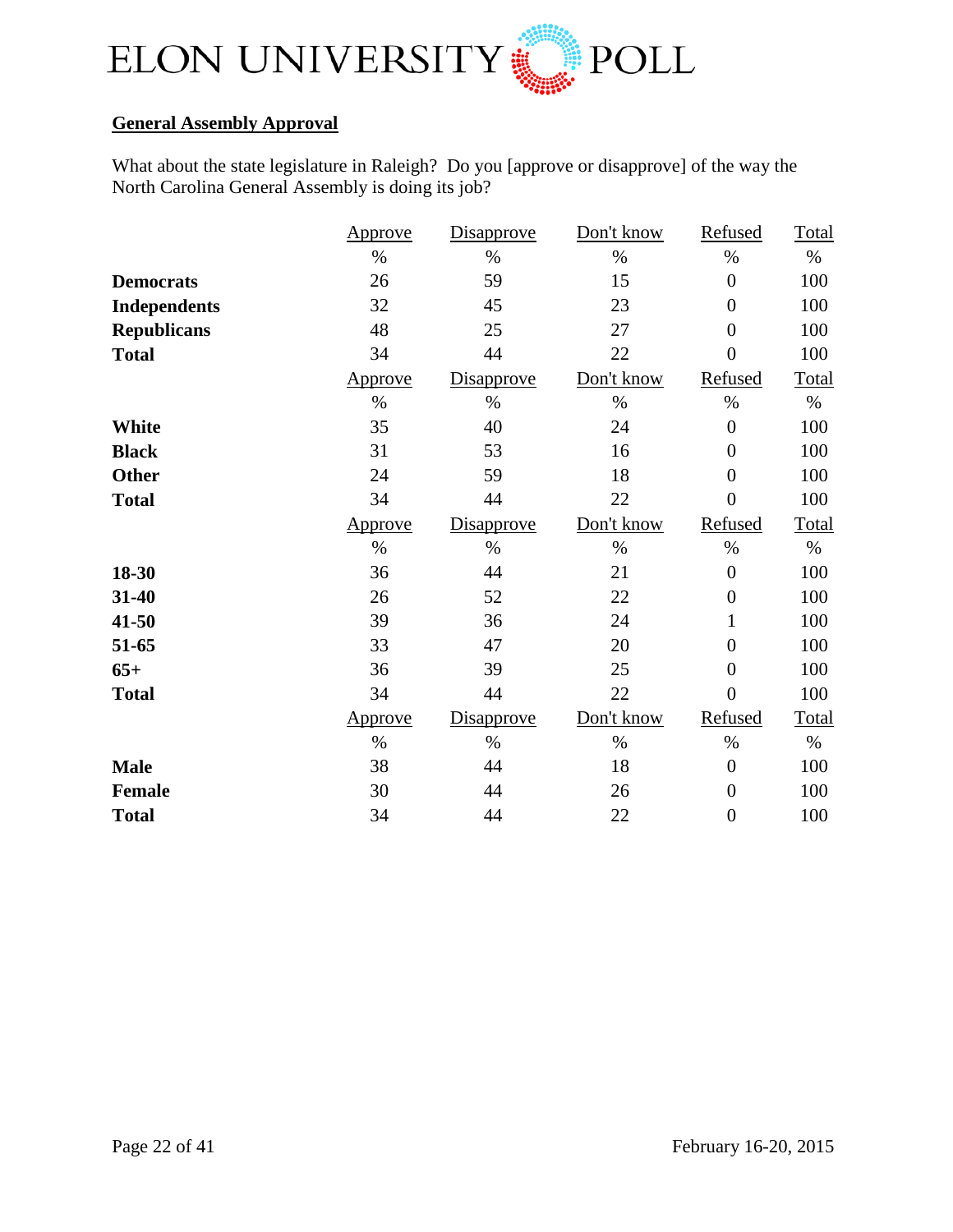**General Assembly Approval**

What about the state legislature in Raleigh? Do you [approve or disapprove] of the way the North Carolina General Assembly is doing its job?

| | Approve | Disapprove | Don't know | Refused | Total |
|---|---|---|---|---|---|
| | % | % | % | % | % |
| **Democrats** | 26 | 59 | 15 | 0 | 100 |
| **Independents** | 32 | 45 | 23 | 0 | 100 |
| **Republicans** | 48 | 25 | 27 | 0 | 100 |
| **Total** | 34 | 44 | 22 | 0 | 100 |
| | Approve | Disapprove | Don't know | Refused | Total |
| | % | % | % | % | % |
| **White** | 35 | 40 | 24 | 0 | 100 |
| **Black** | 31 | 53 | 16 | 0 | 100 |
| **Other** | 24 | 59 | 18 | 0 | 100 |
| **Total** | 34 | 44 | 22 | 0 | 100 |
| | Approve | Disapprove | Don't know | Refused | Total |
| | % | % | % | % | % |
| **18-30** | 36 | 44 | 21 | 0 | 100 |
| **31-40** | 26 | 52 | 22 | 0 | 100 |
| **41-50** | 39 | 36 | 24 | 1 | 100 |
| **51-65** | 33 | 47 | 20 | 0 | 100 |
| **65+** | 36 | 39 | 25 | 0 | 100 |
| **Total** | 34 | 44 | 22 | 0 | 100 |
| | Approve | Disapprove | Don't know | Refused | Total |
| | % | % | % | % | % |
| **Male** | 38 | 44 | 18 | 0 | 100 |
| **Female** | 30 | 44 | 26 | 0 | 100 |
| **Total** | 34 | 44 | 22 | 0 | 100 |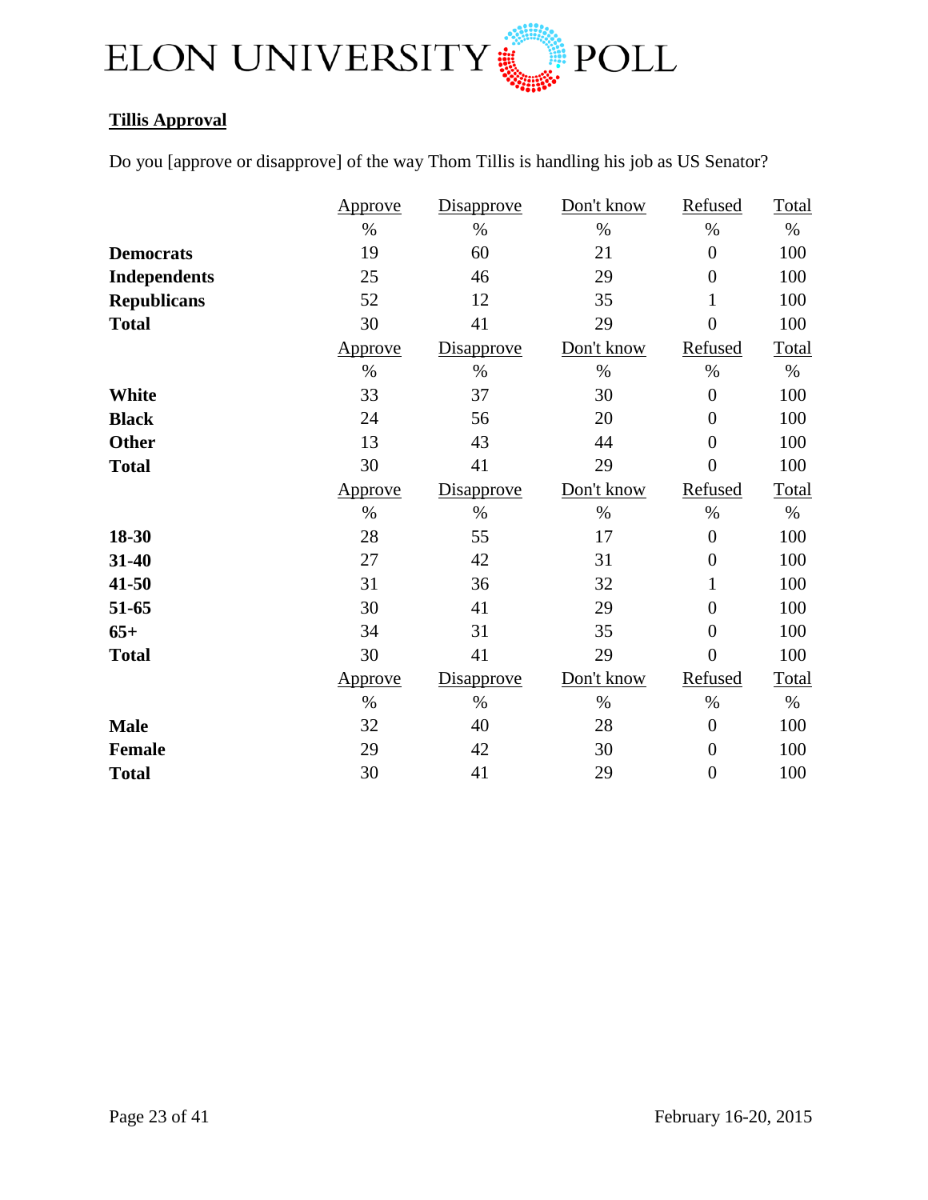## Tillis Approval

Do you [approve or disapprove] of the way Thom Tillis is handling his job as US Senator?

| | Approve | Disapprove | Don't know | Refused | Total |
|---|---|---|---|---|---|
| | % | % | % | % | % |
| **Democrats** | 19 | 60 | 21 | 0 | 100 |
| **Independents** | 25 | 46 | 29 | 0 | 100 |
| **Republicans** | 52 | 12 | 35 | 1 | 100 |
| **Total** | 30 | 41 | 29 | 0 | 100 |

| | Approve | Disapprove | Don't know | Refused | Total |
|---|---|---|---|---|---|
| | % | % | % | % | % |
| **White** | 33 | 37 | 30 | 0 | 100 |
| **Black** | 24 | 56 | 20 | 0 | 100 |
| **Other** | 13 | 43 | 44 | 0 | 100 |
| **Total** | 30 | 41 | 29 | 0 | 100 |

| | Approve | Disapprove | Don't know | Refused | Total |
|---|---|---|---|---|---|
| | % | % | % | % | % |
| **18-30** | 28 | 55 | 17 | 0 | 100 |
| **31-40** | 27 | 42 | 31 | 0 | 100 |
| **41-50** | 31 | 36 | 32 | 1 | 100 |
| **51-65** | 30 | 41 | 29 | 0 | 100 |
| **65+** | 34 | 31 | 35 | 0 | 100 |
| **Total** | 30 | 41 | 29 | 0 | 100 |

| | Approve | Disapprove | Don't know | Refused | Total |
|---|---|---|---|---|---|
| | % | % | % | % | % |
| **Male** | 32 | 40 | 28 | 0 | 100 |
| **Female** | 29 | 42 | 30 | 0 | 100 |
| **Total** | 30 | 41 | 29 | 0 | 100 |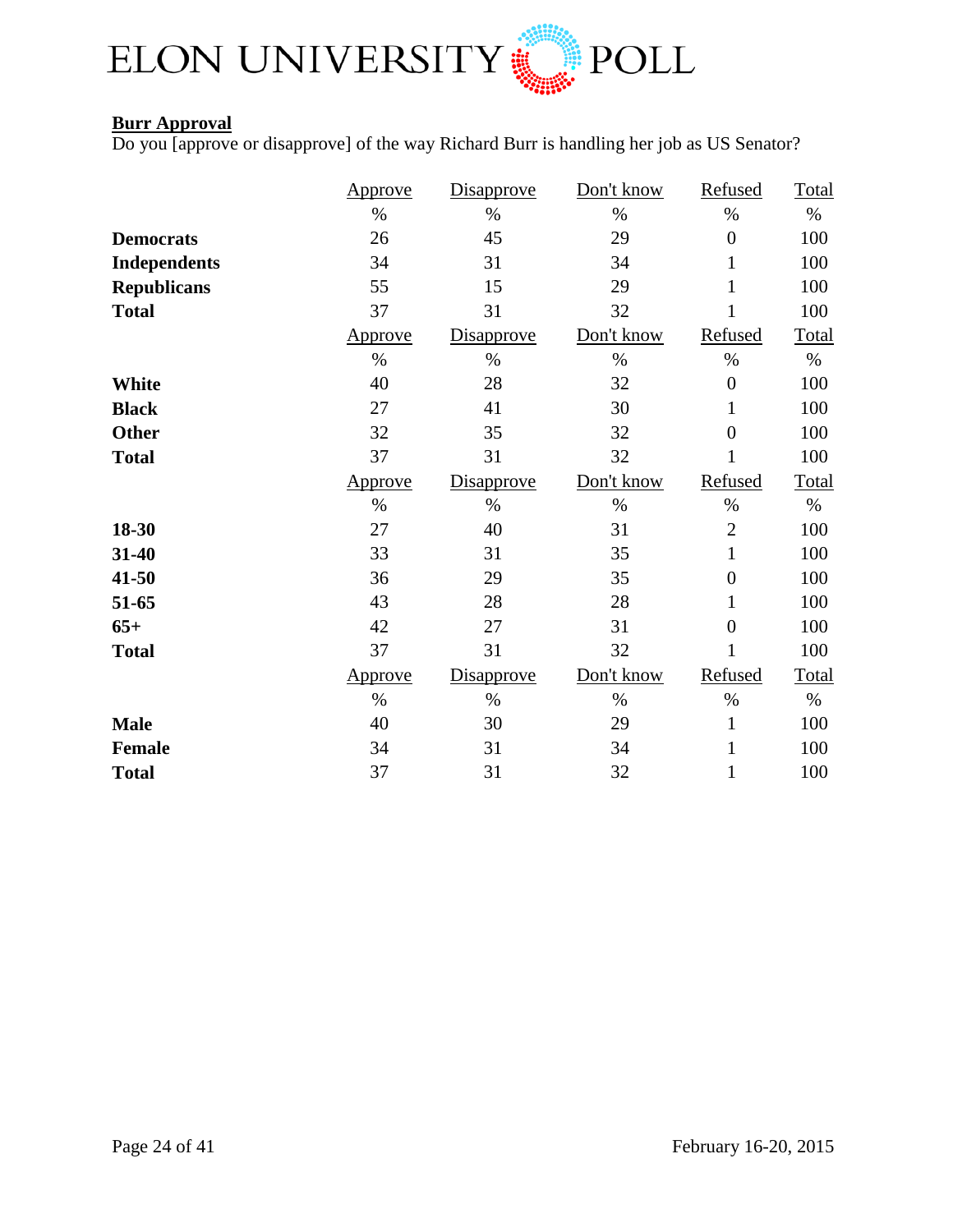ELON UNIVERSITY POLL

**Burr Approval**

Do you [approve or disapprove] of the way Richard Burr is handling her job as US Senator?

| | Approve | Disapprove | Don't know | Refused | Total |
|---|---|---|---|---|---|
| | % | % | % | % | % |
| **Democrats** | 26 | 45 | 29 | 0 | 100 |
| **Independents** | 34 | 31 | 34 | 1 | 100 |
| **Republicans** | 55 | 15 | 29 | 1 | 100 |
| **Total** | 37 | 31 | 32 | 1 | 100 |

| | Approve | Disapprove | Don't know | Refused | Total |
|---|---|---|---|---|---|
| | % | % | % | % | % |
| **White** | 40 | 28 | 32 | 0 | 100 |
| **Black** | 27 | 41 | 30 | 1 | 100 |
| **Other** | 32 | 35 | 32 | 0 | 100 |
| **Total** | 37 | 31 | 32 | 1 | 100 |

| | Approve | Disapprove | Don't know | Refused | Total |
|---|---|---|---|---|---|
| | % | % | % | % | % |
| **18-30** | 27 | 40 | 31 | 2 | 100 |
| **31-40** | 33 | 31 | 35 | 1 | 100 |
| **41-50** | 36 | 29 | 35 | 0 | 100 |
| **51-65** | 43 | 28 | 28 | 1 | 100 |
| **65+** | 42 | 27 | 31 | 0 | 100 |
| **Total** | 37 | 31 | 32 | 1 | 100 |

| | Approve | Disapprove | Don't know | Refused | Total |
|---|---|---|---|---|---|
| | % | % | % | % | % |
| **Male** | 40 | 30 | 29 | 1 | 100 |
| **Female** | 34 | 31 | 34 | 1 | 100 |
| **Total** | 37 | 31 | 32 | 1 | 100 |

February 16-20, 2015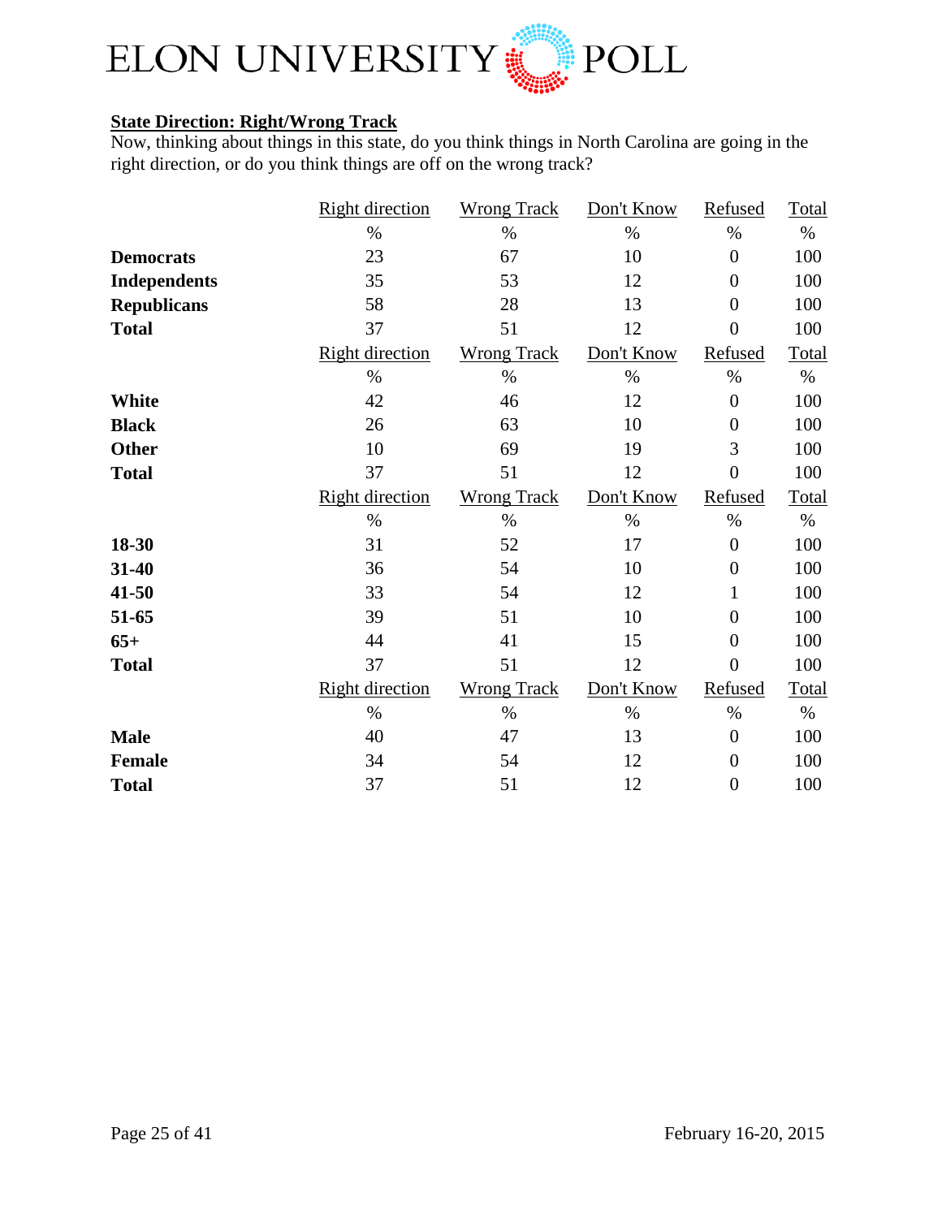**State Direction: Right/Wrong Track**

Now, thinking about things in this state, do you think things in North Carolina are going in the right direction, or do you think things are off on the wrong track?

| | Right direction | Wrong Track | Don't Know | Refused | Total |
|---|---|---|---|---|---|
| | % | % | % | % | % |
| **Democrats** | 23 | 67 | 10 | 0 | 100 |
| **Independents** | 35 | 53 | 12 | 0 | 100 |
| **Republicans** | 58 | 28 | 13 | 0 | 100 |
| **Total** | 37 | 51 | 12 | 0 | 100 |

| | Right direction | Wrong Track | Don't Know | Refused | Total |
|---|---|---|---|---|---|
| | % | % | % | % | % |
| **White** | 42 | 46 | 12 | 0 | 100 |
| **Black** | 26 | 63 | 10 | 0 | 100 |
| **Other** | 10 | 69 | 19 | 3 | 100 |
| **Total** | 37 | 51 | 12 | 0 | 100 |

| | Right direction | Wrong Track | Don't Know | Refused | Total |
|---|---|---|---|---|---|
| | % | % | % | % | % |
| **18-30** | 31 | 52 | 17 | 0 | 100 |
| **31-40** | 36 | 54 | 10 | 0 | 100 |
| **41-50** | 33 | 54 | 12 | 1 | 100 |
| **51-65** | 39 | 51 | 10 | 0 | 100 |
| **65+** | 44 | 41 | 15 | 0 | 100 |
| **Total** | 37 | 51 | 12 | 0 | 100 |

| | Right direction | Wrong Track | Don't Know | Refused | Total |
|---|---|---|---|---|---|
| | % | % | % | % | % |
| **Male** | 40 | 47 | 13 | 0 | 100 |
| **Female** | 34 | 54 | 12 | 0 | 100 |
| **Total** | 37 | 51 | 12 | 0 | 100 |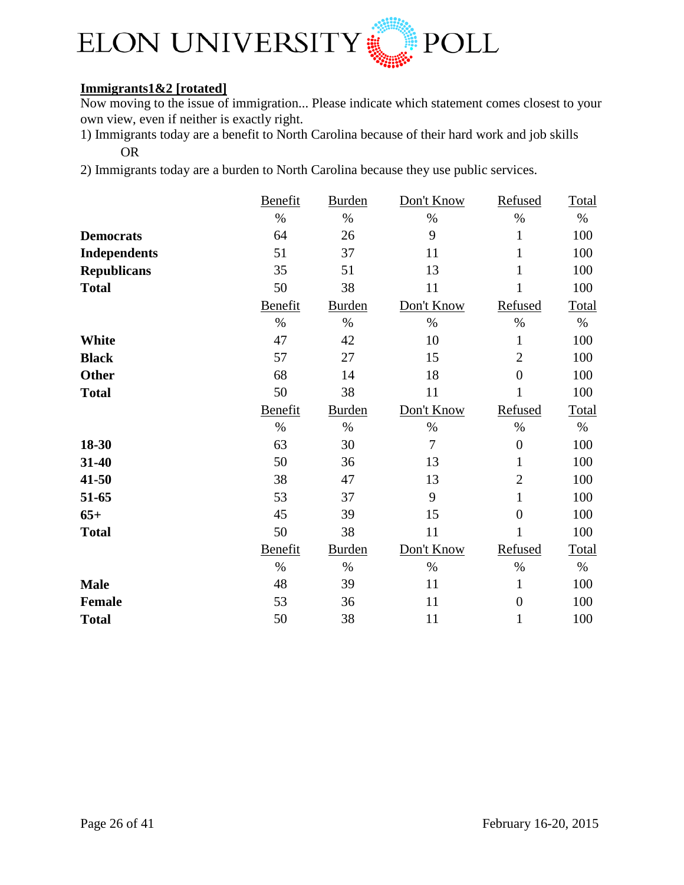**Immigrants1&2 [rotated]**

Now moving to the issue of immigration... Please indicate which statement comes closest to your own view, even if neither is exactly right.

1) Immigrants today are a benefit to North Carolina because of their hard work and job skills

OR

2) Immigrants today are a burden to North Carolina because they use public services.

| | Benefit | Burden | Don't Know | Refused | Total |
|---|---|---|---|---|---|
| | % | % | % | % | % |
| **Democrats** | 64 | 26 | 9 | 1 | 100 |
| **Independents** | 51 | 37 | 11 | 1 | 100 |
| **Republicans** | 35 | 51 | 13 | 1 | 100 |
| **Total** | 50 | 38 | 11 | 1 | 100 |
| | Benefit | Burden | Don't Know | Refused | Total |
| | % | % | % | % | % |
| **White** | 47 | 42 | 10 | 1 | 100 |
| **Black** | 57 | 27 | 15 | 2 | 100 |
| **Other** | 68 | 14 | 18 | 0 | 100 |
| **Total** | 50 | 38 | 11 | 1 | 100 |
| | Benefit | Burden | Don't Know | Refused | Total |
| | % | % | % | % | % |
| **18-30** | 63 | 30 | 7 | 0 | 100 |
| **31-40** | 50 | 36 | 13 | 1 | 100 |
| **41-50** | 38 | 47 | 13 | 2 | 100 |
| **51-65** | 53 | 37 | 9 | 1 | 100 |
| **65+** | 45 | 39 | 15 | 0 | 100 |
| **Total** | 50 | 38 | 11 | 1 | 100 |
| | Benefit | Burden | Don't Know | Refused | Total |
| | % | % | % | % | % |
| **Male** | 48 | 39 | 11 | 1 | 100 |
| **Female** | 53 | 36 | 11 | 0 | 100 |
| **Total** | 50 | 38 | 11 | 1 | 100 |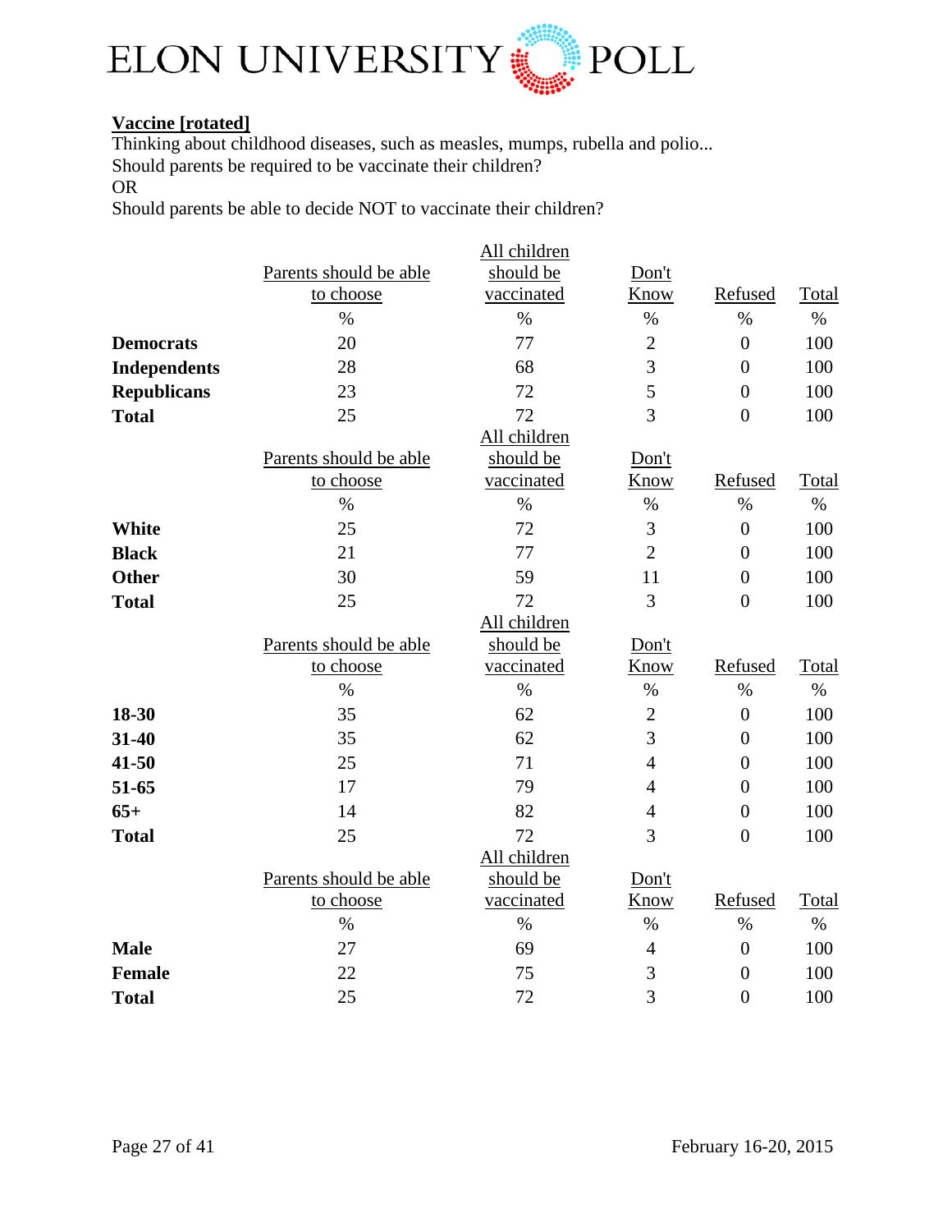**Vaccine [rotated]**

Thinking about childhood diseases, such as measles, mumps, rubella and polio...
Should parents be required to be vaccinate their children?
OR
Should parents be able to decide NOT to vaccinate their children?

| | Parents should be able to choose | All children should be vaccinated | Don't Know | Refused | Total |
|---|---|---|---|---|---|
| | % | % | % | % | % |
| **Democrats** | 20 | 77 | 2 | 0 | 100 |
| **Independents** | 28 | 68 | 3 | 0 | 100 |
| **Republicans** | 23 | 72 | 5 | 0 | 100 |
| **Total** | 25 | 72 | 3 | 0 | 100 |

| | Parents should be able to choose | All children should be vaccinated | Don't Know | Refused | Total |
|---|---|---|---|---|---|
| | % | % | % | % | % |
| **White** | 25 | 72 | 3 | 0 | 100 |
| **Black** | 21 | 77 | 2 | 0 | 100 |
| **Other** | 30 | 59 | 11 | 0 | 100 |
| **Total** | 25 | 72 | 3 | 0 | 100 |

| | Parents should be able to choose | All children should be vaccinated | Don't Know | Refused | Total |
|---|---|---|---|---|---|
| | % | % | % | % | % |
| **18-30** | 35 | 62 | 2 | 0 | 100 |
| **31-40** | 35 | 62 | 3 | 0 | 100 |
| **41-50** | 25 | 71 | 4 | 0 | 100 |
| **51-65** | 17 | 79 | 4 | 0 | 100 |
| **65+** | 14 | 82 | 4 | 0 | 100 |
| **Total** | 25 | 72 | 3 | 0 | 100 |

| | Parents should be able to choose | All children should be vaccinated | Don't Know | Refused | Total |
|---|---|---|---|---|---|
| | % | % | % | % | % |
| **Male** | 27 | 69 | 4 | 0 | 100 |
| **Female** | 22 | 75 | 3 | 0 | 100 |
| **Total** | 25 | 72 | 3 | 0 | 100 |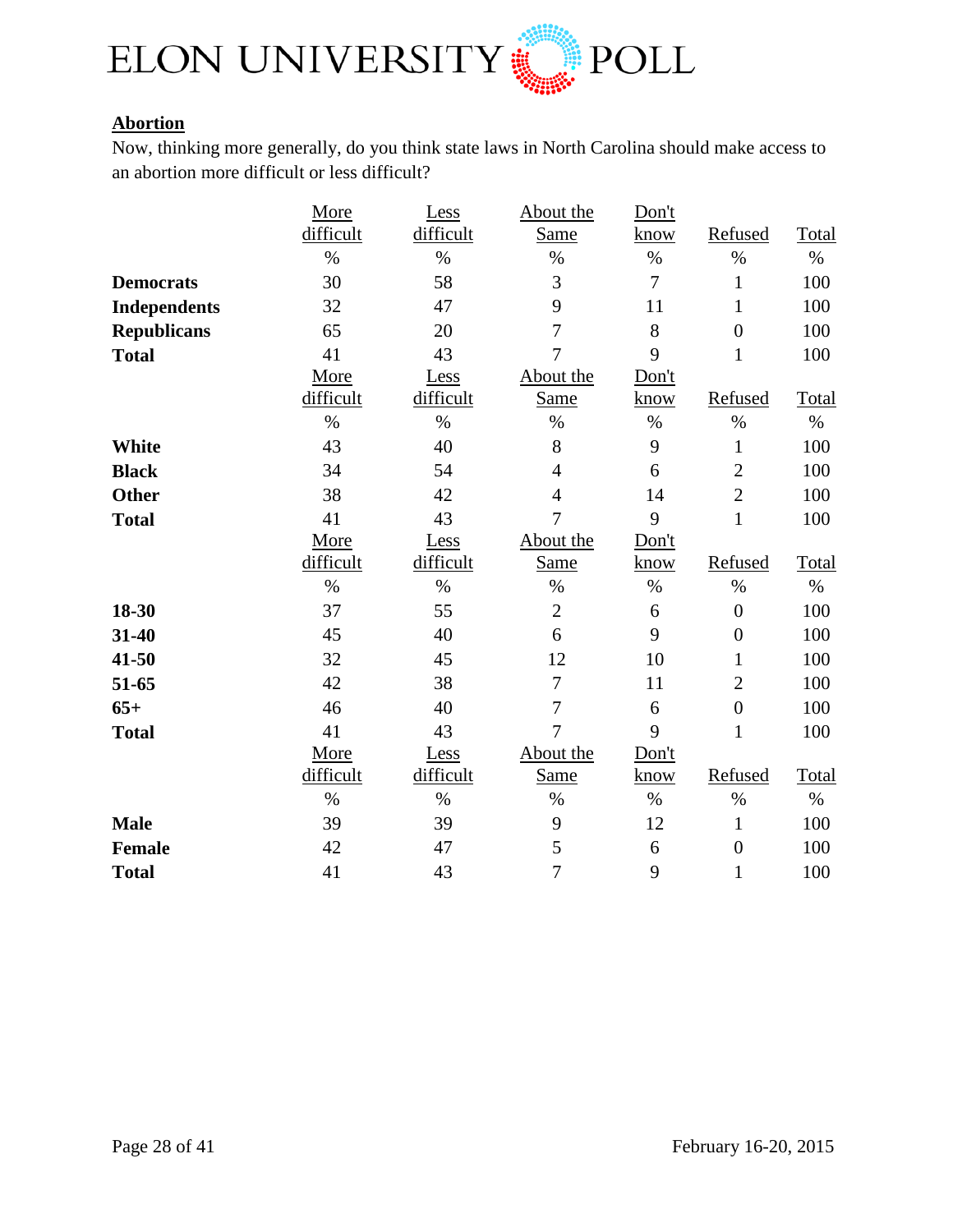**Abortion**

Now, thinking more generally, do you think state laws in North Carolina should make access to an abortion more difficult or less difficult?

| | More difficult | Less difficult | About the Same | Don't know | Refused | Total |
|---|---|---|---|---|---|---|
| | % | % | % | % | % | % |
| **Democrats** | 30 | 58 | 3 | 7 | 1 | 100 |
| **Independents** | 32 | 47 | 9 | 11 | 1 | 100 |
| **Republicans** | 65 | 20 | 7 | 8 | 0 | 100 |
| **Total** | 41 | 43 | 7 | 9 | 1 | 100 |

| | More difficult | Less difficult | About the Same | Don't know | Refused | Total |
|---|---|---|---|---|---|---|
| | % | % | % | % | % | % |
| **White** | 43 | 40 | 8 | 9 | 1 | 100 |
| **Black** | 34 | 54 | 4 | 6 | 2 | 100 |
| **Other** | 38 | 42 | 4 | 14 | 2 | 100 |
| **Total** | 41 | 43 | 7 | 9 | 1 | 100 |

| | More difficult | Less difficult | About the Same | Don't know | Refused | Total |
|---|---|---|---|---|---|---|
| | % | % | % | % | % | % |
| **18-30** | 37 | 55 | 2 | 6 | 0 | 100 |
| **31-40** | 45 | 40 | 6 | 9 | 0 | 100 |
| **41-50** | 32 | 45 | 12 | 10 | 1 | 100 |
| **51-65** | 42 | 38 | 7 | 11 | 2 | 100 |
| **65+** | 46 | 40 | 7 | 6 | 0 | 100 |
| **Total** | 41 | 43 | 7 | 9 | 1 | 100 |

| | More difficult | Less difficult | About the Same | Don't know | Refused | Total |
|---|---|---|---|---|---|---|
| | % | % | % | % | % | % |
| **Male** | 39 | 39 | 9 | 12 | 1 | 100 |
| **Female** | 42 | 47 | 5 | 6 | 0 | 100 |
| **Total** | 41 | 43 | 7 | 9 | 1 | 100 |

February 16-20, 2015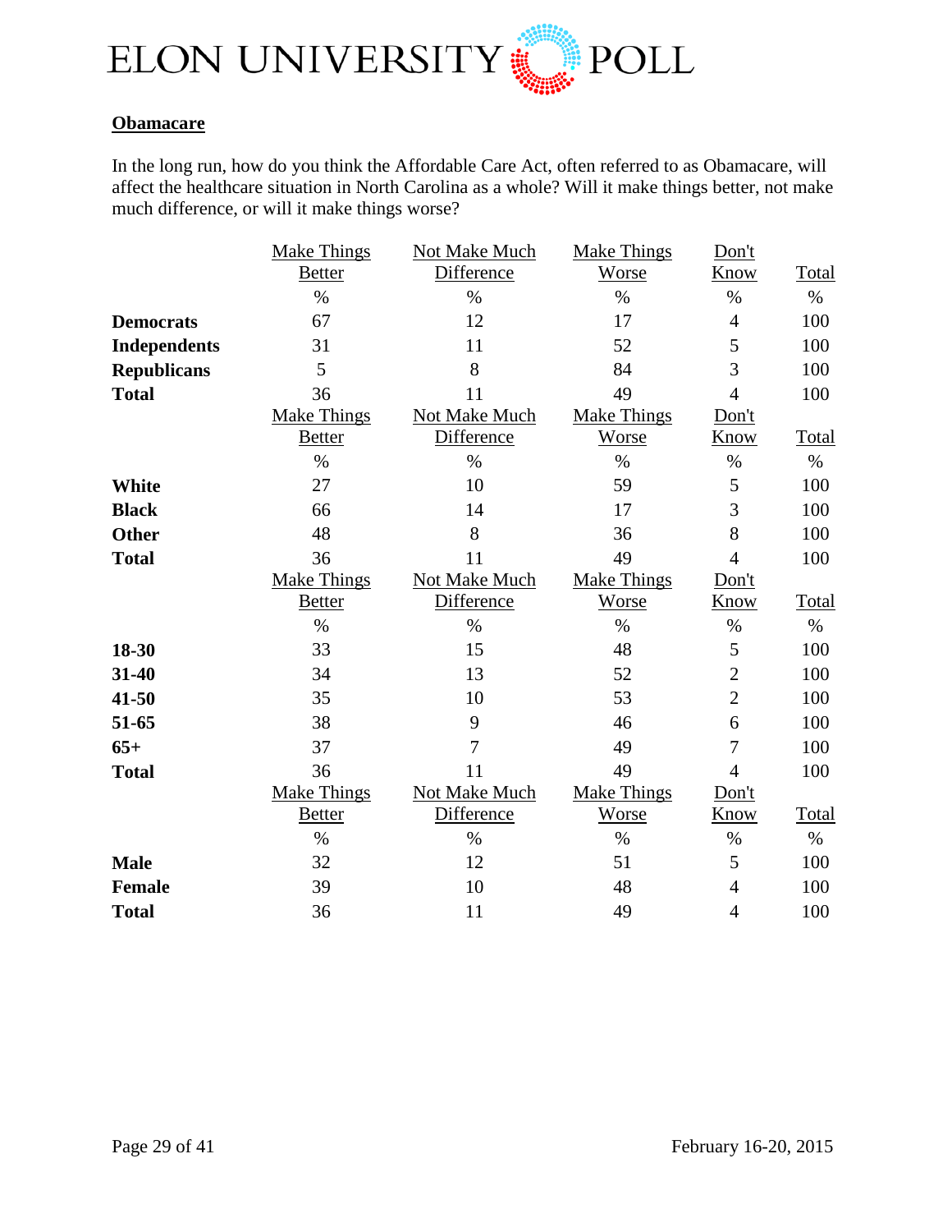**Obamacare**

In the long run, how do you think the Affordable Care Act, often referred to as Obamacare, will affect the healthcare situation in North Carolina as a whole? Will it make things better, not make much difference, or will it make things worse?

| | Make Things Better | Not Make Much Difference | Make Things Worse | Don't Know | Total |
|---|---|---|---|---|---|
| | % | % | % | % | % |
| **Democrats** | 67 | 12 | 17 | 4 | 100 |
| **Independents** | 31 | 11 | 52 | 5 | 100 |
| **Republicans** | 5 | 8 | 84 | 3 | 100 |
| **Total** | 36 | 11 | 49 | 4 | 100 |

| | Make Things Better | Not Make Much Difference | Make Things Worse | Don't Know | Total |
|---|---|---|---|---|---|
| | % | % | % | % | % |
| **White** | 27 | 10 | 59 | 5 | 100 |
| **Black** | 66 | 14 | 17 | 3 | 100 |
| **Other** | 48 | 8 | 36 | 8 | 100 |
| **Total** | 36 | 11 | 49 | 4 | 100 |

| | Make Things Better | Not Make Much Difference | Make Things Worse | Don't Know | Total |
|---|---|---|---|---|---|
| | % | % | % | % | % |
| **18-30** | 33 | 15 | 48 | 5 | 100 |
| **31-40** | 34 | 13 | 52 | 2 | 100 |
| **41-50** | 35 | 10 | 53 | 2 | 100 |
| **51-65** | 38 | 9 | 46 | 6 | 100 |
| **65+** | 37 | 7 | 49 | 7 | 100 |
| **Total** | 36 | 11 | 49 | 4 | 100 |

| | Make Things Better | Not Make Much Difference | Make Things Worse | Don't Know | Total |
|---|---|---|---|---|---|
| | % | % | % | % | % |
| **Male** | 32 | 12 | 51 | 5 | 100 |
| **Female** | 39 | 10 | 48 | 4 | 100 |
| **Total** | 36 | 11 | 49 | 4 | 100 |

February 16-20, 2015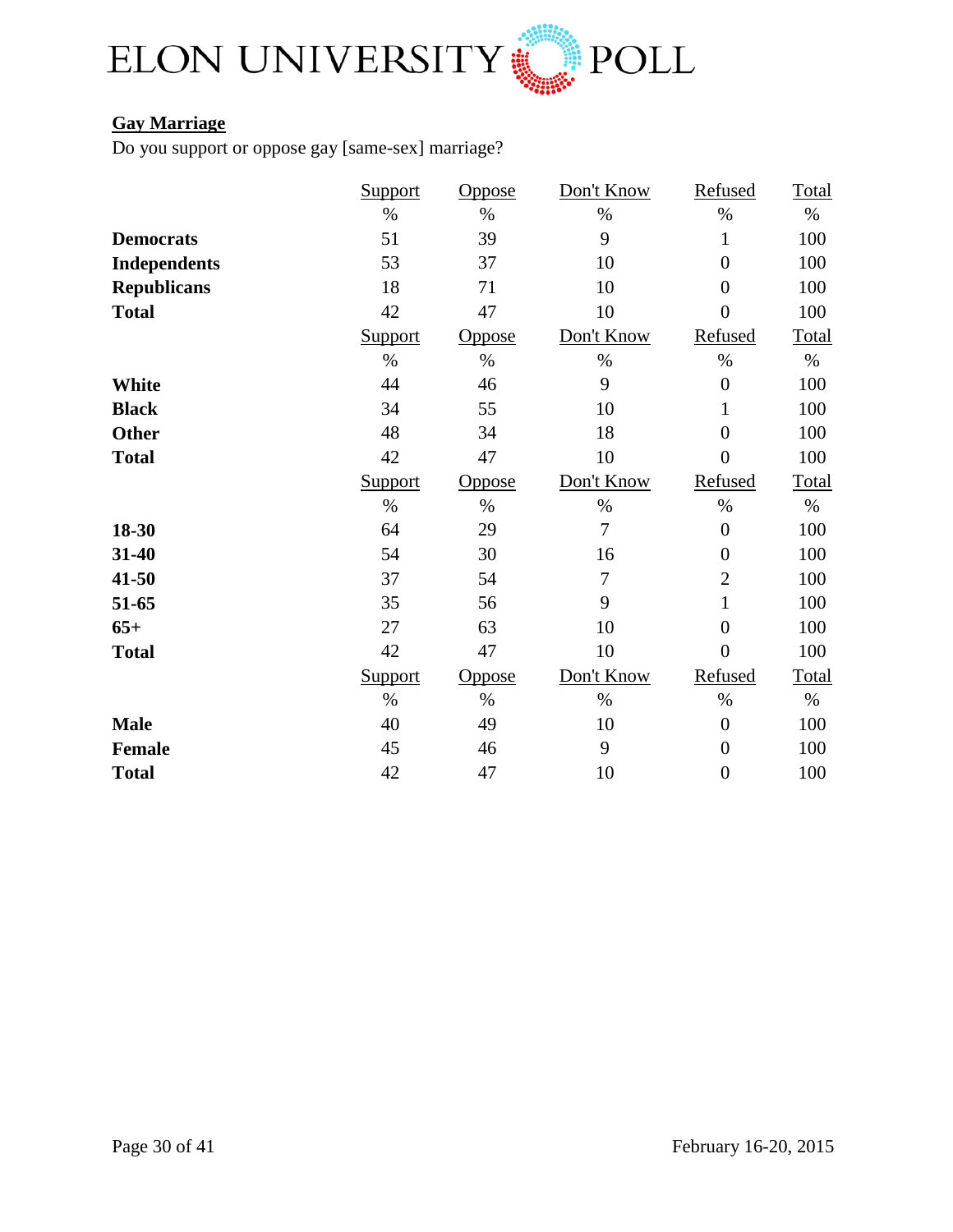**Gay Marriage**

Do you support or oppose gay [same-sex] marriage?

| | Support | Oppose | Don't Know | Refused | Total |
|---|---|---|---|---|---|
| | % | % | % | % | % |
| **Democrats** | 51 | 39 | 9 | 1 | 100 |
| **Independents** | 53 | 37 | 10 | 0 | 100 |
| **Republicans** | 18 | 71 | 10 | 0 | 100 |
| **Total** | 42 | 47 | 10 | 0 | 100 |

| | Support | Oppose | Don't Know | Refused | Total |
|---|---|---|---|---|---|
| | % | % | % | % | % |
| **White** | 44 | 46 | 9 | 0 | 100 |
| **Black** | 34 | 55 | 10 | 1 | 100 |
| **Other** | 48 | 34 | 18 | 0 | 100 |
| **Total** | 42 | 47 | 10 | 0 | 100 |

| | Support | Oppose | Don't Know | Refused | Total |
|---|---|---|---|---|---|
| | % | % | % | % | % |
| **18-30** | 64 | 29 | 7 | 0 | 100 |
| **31-40** | 54 | 30 | 16 | 0 | 100 |
| **41-50** | 37 | 54 | 7 | 2 | 100 |
| **51-65** | 35 | 56 | 9 | 1 | 100 |
| **65+** | 27 | 63 | 10 | 0 | 100 |
| **Total** | 42 | 47 | 10 | 0 | 100 |

| | Support | Oppose | Don't Know | Refused | Total |
|---|---|---|---|---|---|
| | % | % | % | % | % |
| **Male** | 40 | 49 | 10 | 0 | 100 |
| **Female** | 45 | 46 | 9 | 0 | 100 |
| **Total** | 42 | 47 | 10 | 0 | 100 |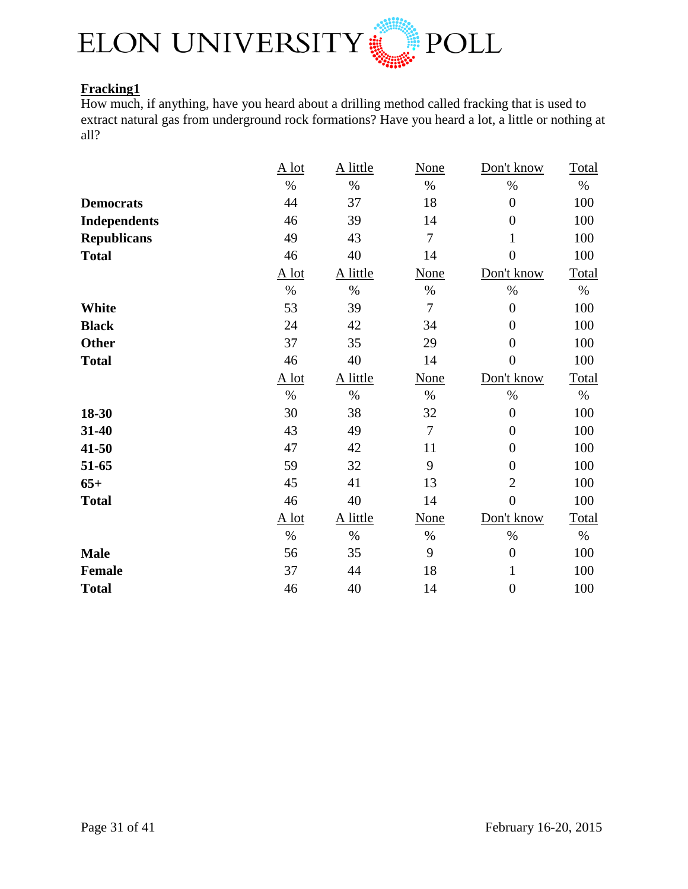**Fracking1**
How much, if anything, have you heard about a drilling method called fracking that is used to extract natural gas from underground rock formations? Have you heard a lot, a little or nothing at all?

| | A lot | A little | None | Don't know | Total |
|---|---|---|---|---|---|
| | % | % | % | % | % |
| **Democrats** | 44 | 37 | 18 | 0 | 100 |
| **Independents** | 46 | 39 | 14 | 0 | 100 |
| **Republicans** | 49 | 43 | 7 | 1 | 100 |
| **Total** | 46 | 40 | 14 | 0 | 100 |

| | A lot | A little | None | Don't know | Total |
|---|---|---|---|---|---|
| | % | % | % | % | % |
| **White** | 53 | 39 | 7 | 0 | 100 |
| **Black** | 24 | 42 | 34 | 0 | 100 |
| **Other** | 37 | 35 | 29 | 0 | 100 |
| **Total** | 46 | 40 | 14 | 0 | 100 |

| | A lot | A little | None | Don't know | Total |
|---|---|---|---|---|---|
| | % | % | % | % | % |
| **18-30** | 30 | 38 | 32 | 0 | 100 |
| **31-40** | 43 | 49 | 7 | 0 | 100 |
| **41-50** | 47 | 42 | 11 | 0 | 100 |
| **51-65** | 59 | 32 | 9 | 0 | 100 |
| **65+** | 45 | 41 | 13 | 2 | 100 |
| **Total** | 46 | 40 | 14 | 0 | 100 |

| | A lot | A little | None | Don't know | Total |
|---|---|---|---|---|---|
| | % | % | % | % | % |
| **Male** | 56 | 35 | 9 | 0 | 100 |
| **Female** | 37 | 44 | 18 | 1 | 100 |
| **Total** | 46 | 40 | 14 | 0 | 100 |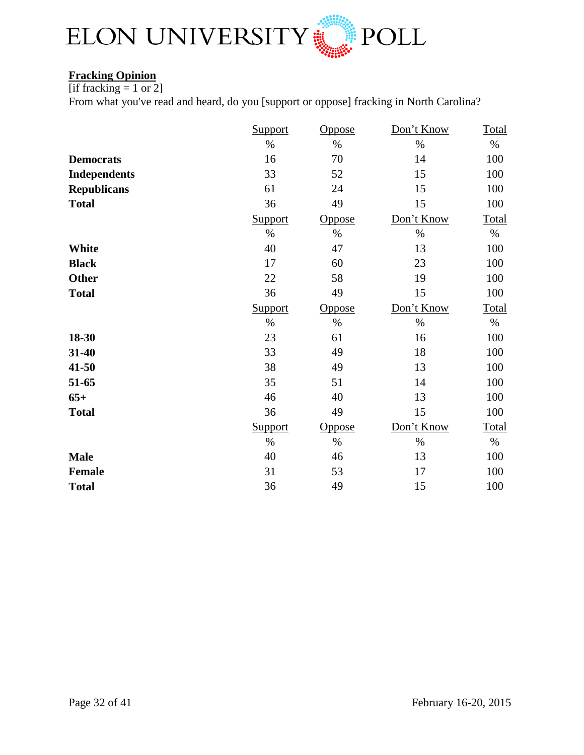**Fracking Opinion**

[if fracking = 1 or 2]

From what you've read and heard, do you [support or oppose] fracking in North Carolina?

| | Support | Oppose | Don't Know | Total |
|---|---|---|---|---|
| | % | % | % | % |
| **Democrats** | 16 | 70 | 14 | 100 |
| **Independents** | 33 | 52 | 15 | 100 |
| **Republicans** | 61 | 24 | 15 | 100 |
| **Total** | 36 | 49 | 15 | 100 |
| | Support | Oppose | Don't Know | Total |
| | % | % | % | % |
| **White** | 40 | 47 | 13 | 100 |
| **Black** | 17 | 60 | 23 | 100 |
| **Other** | 22 | 58 | 19 | 100 |
| **Total** | 36 | 49 | 15 | 100 |
| | Support | Oppose | Don't Know | Total |
| | % | % | % | % |
| **18-30** | 23 | 61 | 16 | 100 |
| **31-40** | 33 | 49 | 18 | 100 |
| **41-50** | 38 | 49 | 13 | 100 |
| **51-65** | 35 | 51 | 14 | 100 |
| **65+** | 46 | 40 | 13 | 100 |
| **Total** | 36 | 49 | 15 | 100 |
| | Support | Oppose | Don't Know | Total |
| | % | % | % | % |
| **Male** | 40 | 46 | 13 | 100 |
| **Female** | 31 | 53 | 17 | 100 |
| **Total** | 36 | 49 | 15 | 100 |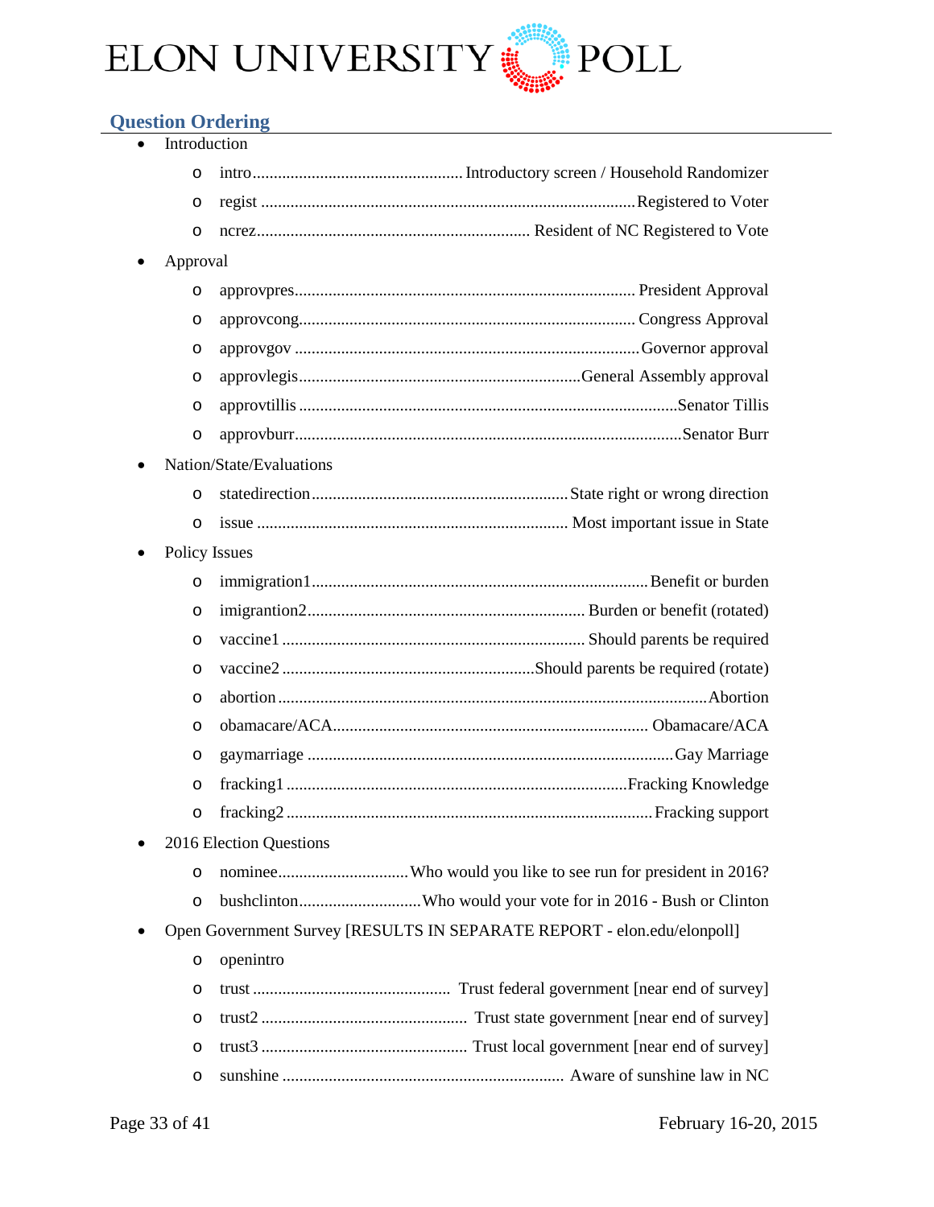## Question Ordering

- Introduction
  - intro................................................. Introductory screen / Household Randomizer
  - regist ....................................................................................... Registered to Voter
  - ncrez................................................................ Resident of NC Registered to Vote
- Approval
  - approvpres................................................................................ President Approval
  - approvcong............................................................................... Congress Approval
  - approvgov ................................................................................ Governor approval
  - approvlegis.................................................................. General Assembly approval
  - approvtillis ......................................................................................... Senator Tillis
  - approvburr........................................................................................... Senator Burr
- Nation/State/Evaluations
  - statedirection............................................................ State right or wrong direction
  - issue ......................................................................... Most important issue in State
- Policy Issues
  - immigration1............................................................................... Benefit or burden
  - imigrantion2................................................................. Burden or benefit (rotated)
  - vaccine1 ....................................................................... Should parents be required
  - vaccine2 ........................................................... Should parents be required (rotate)
  - abortion ...................................................................................................... Abortion
  - obamacare/ACA.......................................................................... Obamacare/ACA
  - gaymarriage ..................................................................................... Gay Marriage
  - fracking1 ................................................................................ Fracking Knowledge
  - fracking2 ...................................................................................... Fracking support
- 2016 Election Questions
  - nominee.............................. Who would you like to see run for president in 2016?
  - bushclinton............................ Who would your vote for in 2016 - Bush or Clinton
- Open Government Survey [RESULTS IN SEPARATE REPORT - elon.edu/elonpoll]
  - openintro
  - trust .............................................. Trust federal government [near end of survey]
  - trust2 ................................................ Trust state government [near end of survey]
  - trust3 ................................................ Trust local government [near end of survey]
  - sunshine .................................................................. Aware of sunshine law in NC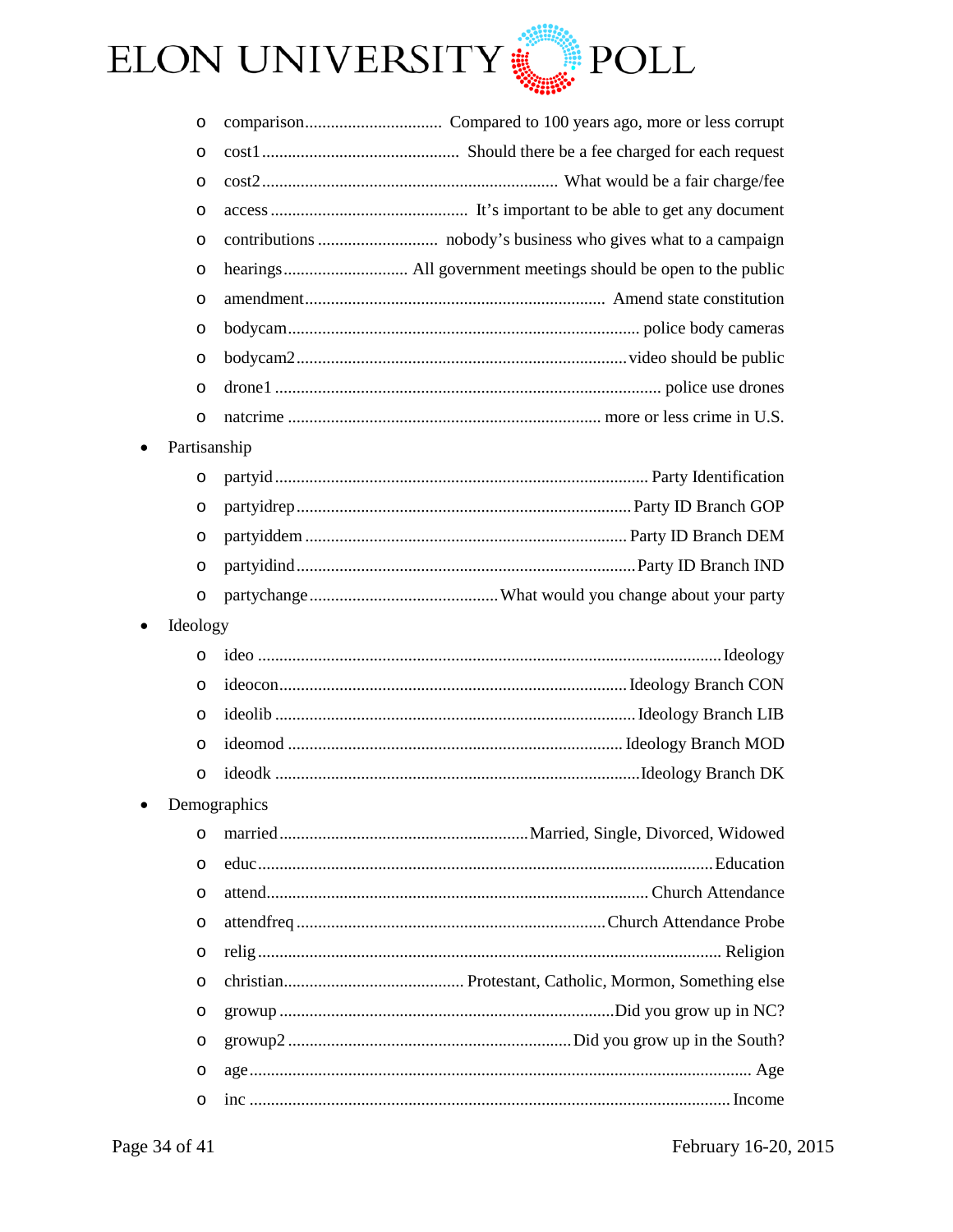- comparison................................ Compared to 100 years ago, more or less corrupt
- cost1.............................................. Should there be a fee charged for each request
- cost2..................................................................... What would be a fair charge/fee
- access.............................................. It's important to be able to get any document
- contributions ............................ nobody's business who gives what to a campaign
- hearings............................. All government meetings should be open to the public
- amendment..................................................................... Amend state constitution
- bodycam................................................................................. police body cameras
- bodycam2............................................................................video should be public
- drone1 .......................................................................................... police use drones
- natcrime ........................................................................ more or less crime in U.S.

- Partisanship
  - partyid..................................................................................... Party Identification
  - partyidrep............................................................................Party ID Branch GOP
  - partyiddem .......................................................................... Party ID Branch DEM
  - partyidind.............................................................................Party ID Branch IND
  - partychange...........................................What would you change about your party
- Ideology
  - ideo ..........................................................................................................Ideology
  - ideocon.............................................................................. Ideology Branch CON
  - ideolib ................................................................................... Ideology Branch LIB
  - ideomod ............................................................................ Ideology Branch MOD
  - ideodk ...................................................................................Ideology Branch DK
- Demographics
  - married.........................................................Married, Single, Divorced, Widowed
  - educ.........................................................................................................Education
  - attend........................................................................................ Church Attendance
  - attendfreq ......................................................................Church Attendance Probe
  - relig............................................................................................................ Religion
  - christian......................................... Protestant, Catholic, Mormon, Something else
  - growup .............................................................................Did you grow up in NC?
  - growup2 ................................................................Did you grow up in the South?
  - age................................................................................................................... Age
  - inc ............................................................................................................... Income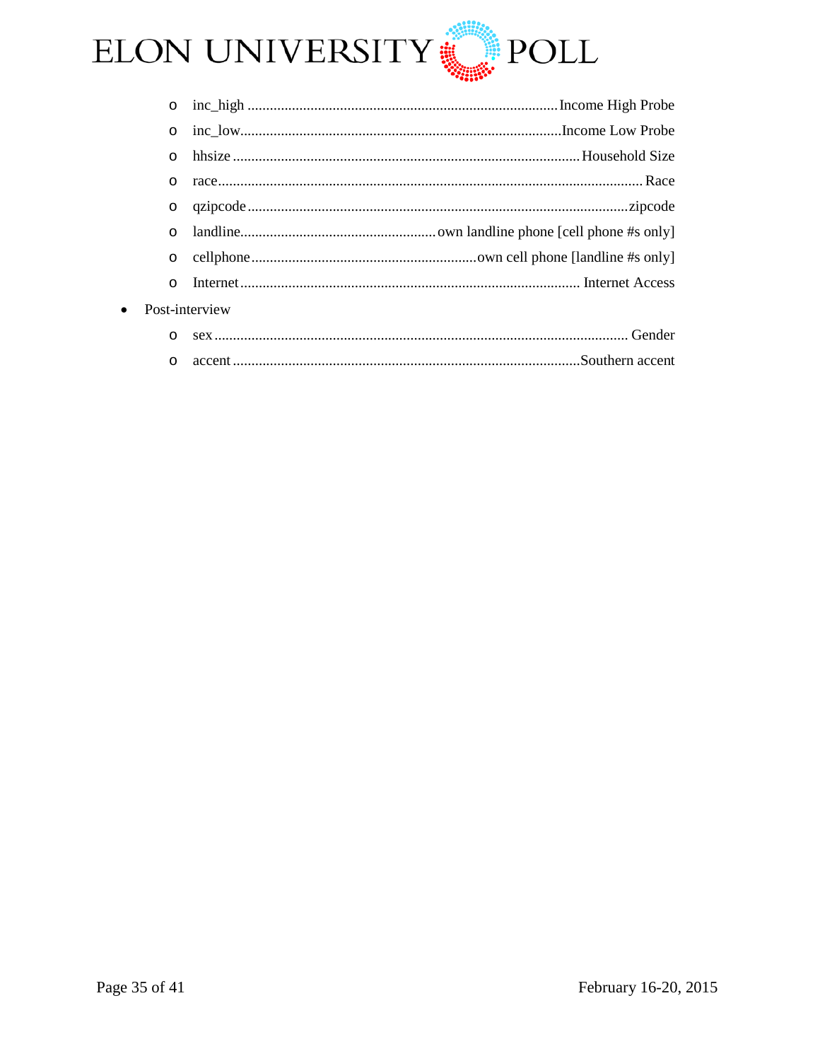- inc_high ................................................................................... Income High Probe
- inc_low...................................................................................... Income Low Probe
- hhsize ............................................................................................ Household Size
- race.................................................................................................................. Race
- qzipcode ...................................................................................................... zipcode
- landline..................................................... own landline phone [cell phone #s only]
- cellphone............................................................. own cell phone [landline #s only]
- Internet ........................................................................................... Internet Access

- Post-interview
  - sex ............................................................................................................... Gender
  - accent ............................................................................................. Southern accent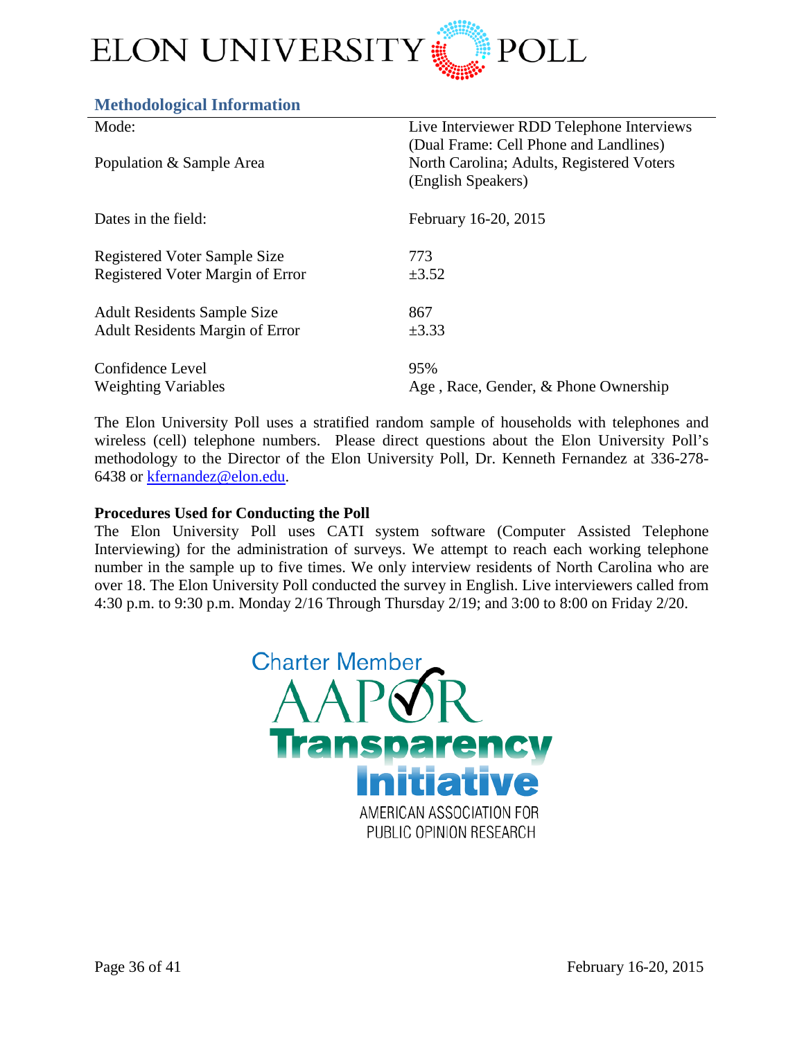## Methodological Information

| | |
|---|---|
| Mode: | Live Interviewer RDD Telephone Interviews (Dual Frame: Cell Phone and Landlines) |
| Population & Sample Area | North Carolina; Adults, Registered Voters (English Speakers) |
| Dates in the field: | February 16-20, 2015 |
| Registered Voter Sample Size | 773 |
| Registered Voter Margin of Error | ±3.52 |
| Adult Residents Sample Size | 867 |
| Adult Residents Margin of Error | ±3.33 |
| Confidence Level | 95% |
| Weighting Variables | Age , Race, Gender, & Phone Ownership |

The Elon University Poll uses a stratified random sample of households with telephones and wireless (cell) telephone numbers. Please direct questions about the Elon University Poll's methodology to the Director of the Elon University Poll, Dr. Kenneth Fernandez at 336-278-6438 or kfernandez@elon.edu.

**Procedures Used for Conducting the Poll**

The Elon University Poll uses CATI system software (Computer Assisted Telephone Interviewing) for the administration of surveys. We attempt to reach each working telephone number in the sample up to five times. We only interview residents of North Carolina who are over 18. The Elon University Poll conducted the survey in English. Live interviewers called from 4:30 p.m. to 9:30 p.m. Monday 2/16 Through Thursday 2/19; and 3:00 to 8:00 on Friday 2/20.

Charter Member AAPOR Transparency Initiative
AMERICAN ASSOCIATION FOR PUBLIC OPINION RESEARCH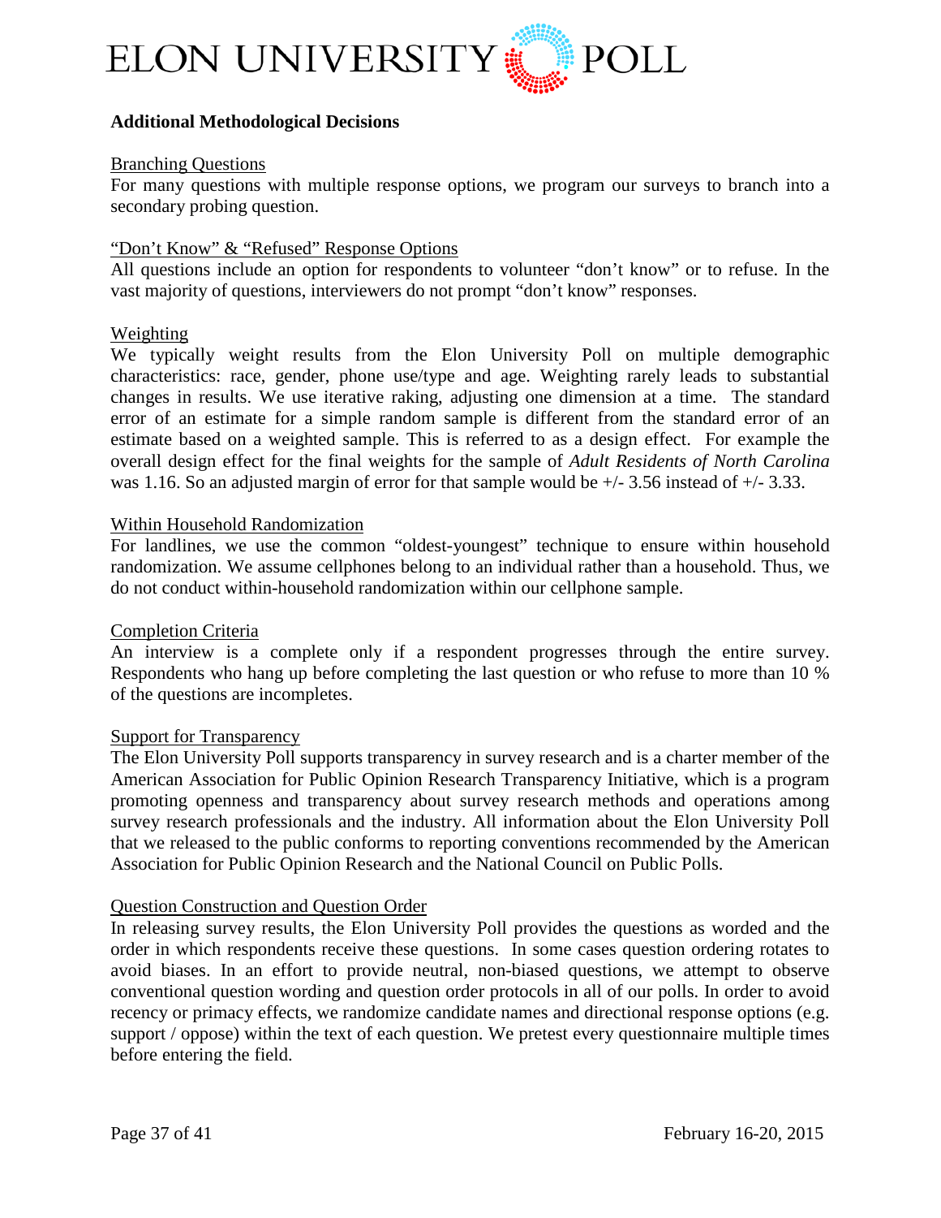## Additional Methodological Decisions

### Branching Questions

For many questions with multiple response options, we program our surveys to branch into a secondary probing question.

### "Don't Know" & "Refused" Response Options

All questions include an option for respondents to volunteer "don't know" or to refuse. In the vast majority of questions, interviewers do not prompt "don't know" responses.

### Weighting

We typically weight results from the Elon University Poll on multiple demographic characteristics: race, gender, phone use/type and age. Weighting rarely leads to substantial changes in results. We use iterative raking, adjusting one dimension at a time. The standard error of an estimate for a simple random sample is different from the standard error of an estimate based on a weighted sample. This is referred to as a design effect. For example the overall design effect for the final weights for the sample of *Adult Residents of North Carolina* was 1.16. So an adjusted margin of error for that sample would be +/- 3.56 instead of +/- 3.33.

### Within Household Randomization

For landlines, we use the common "oldest-youngest" technique to ensure within household randomization. We assume cellphones belong to an individual rather than a household. Thus, we do not conduct within-household randomization within our cellphone sample.

### Completion Criteria

An interview is a complete only if a respondent progresses through the entire survey. Respondents who hang up before completing the last question or who refuse to more than 10 % of the questions are incompletes.

### Support for Transparency

The Elon University Poll supports transparency in survey research and is a charter member of the American Association for Public Opinion Research Transparency Initiative, which is a program promoting openness and transparency about survey research methods and operations among survey research professionals and the industry. All information about the Elon University Poll that we released to the public conforms to reporting conventions recommended by the American Association for Public Opinion Research and the National Council on Public Polls.

### Question Construction and Question Order

In releasing survey results, the Elon University Poll provides the questions as worded and the order in which respondents receive these questions. In some cases question ordering rotates to avoid biases. In an effort to provide neutral, non-biased questions, we attempt to observe conventional question wording and question order protocols in all of our polls. In order to avoid recency or primacy effects, we randomize candidate names and directional response options (e.g. support / oppose) within the text of each question. We pretest every questionnaire multiple times before entering the field.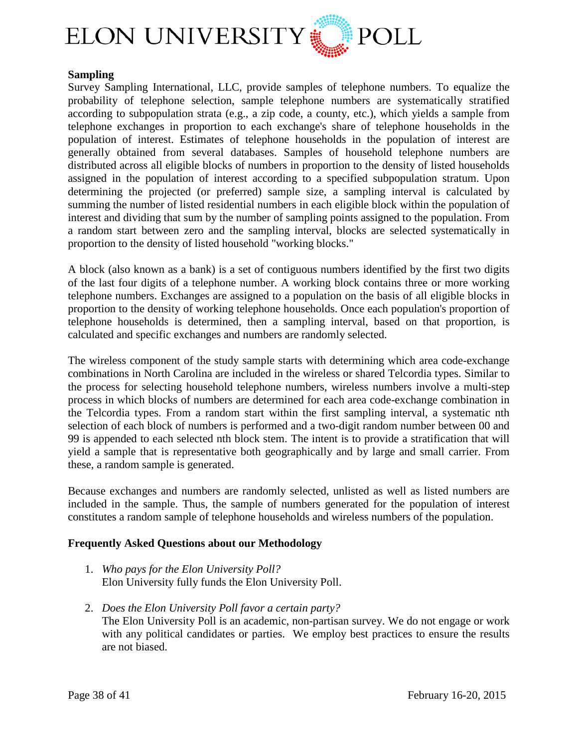**Sampling**

Survey Sampling International, LLC, provide samples of telephone numbers. To equalize the probability of telephone selection, sample telephone numbers are systematically stratified according to subpopulation strata (e.g., a zip code, a county, etc.), which yields a sample from telephone exchanges in proportion to each exchange's share of telephone households in the population of interest. Estimates of telephone households in the population of interest are generally obtained from several databases. Samples of household telephone numbers are distributed across all eligible blocks of numbers in proportion to the density of listed households assigned in the population of interest according to a specified subpopulation stratum. Upon determining the projected (or preferred) sample size, a sampling interval is calculated by summing the number of listed residential numbers in each eligible block within the population of interest and dividing that sum by the number of sampling points assigned to the population. From a random start between zero and the sampling interval, blocks are selected systematically in proportion to the density of listed household "working blocks."

A block (also known as a bank) is a set of contiguous numbers identified by the first two digits of the last four digits of a telephone number. A working block contains three or more working telephone numbers. Exchanges are assigned to a population on the basis of all eligible blocks in proportion to the density of working telephone households. Once each population's proportion of telephone households is determined, then a sampling interval, based on that proportion, is calculated and specific exchanges and numbers are randomly selected.

The wireless component of the study sample starts with determining which area code-exchange combinations in North Carolina are included in the wireless or shared Telcordia types. Similar to the process for selecting household telephone numbers, wireless numbers involve a multi-step process in which blocks of numbers are determined for each area code-exchange combination in the Telcordia types. From a random start within the first sampling interval, a systematic nth selection of each block of numbers is performed and a two-digit random number between 00 and 99 is appended to each selected nth block stem. The intent is to provide a stratification that will yield a sample that is representative both geographically and by large and small carrier. From these, a random sample is generated.

Because exchanges and numbers are randomly selected, unlisted as well as listed numbers are included in the sample. Thus, the sample of numbers generated for the population of interest constitutes a random sample of telephone households and wireless numbers of the population.

**Frequently Asked Questions about our Methodology**

1. *Who pays for the Elon University Poll?*
   Elon University fully funds the Elon University Poll.

2. *Does the Elon University Poll favor a certain party?*
   The Elon University Poll is an academic, non-partisan survey. We do not engage or work with any political candidates or parties. We employ best practices to ensure the results are not biased.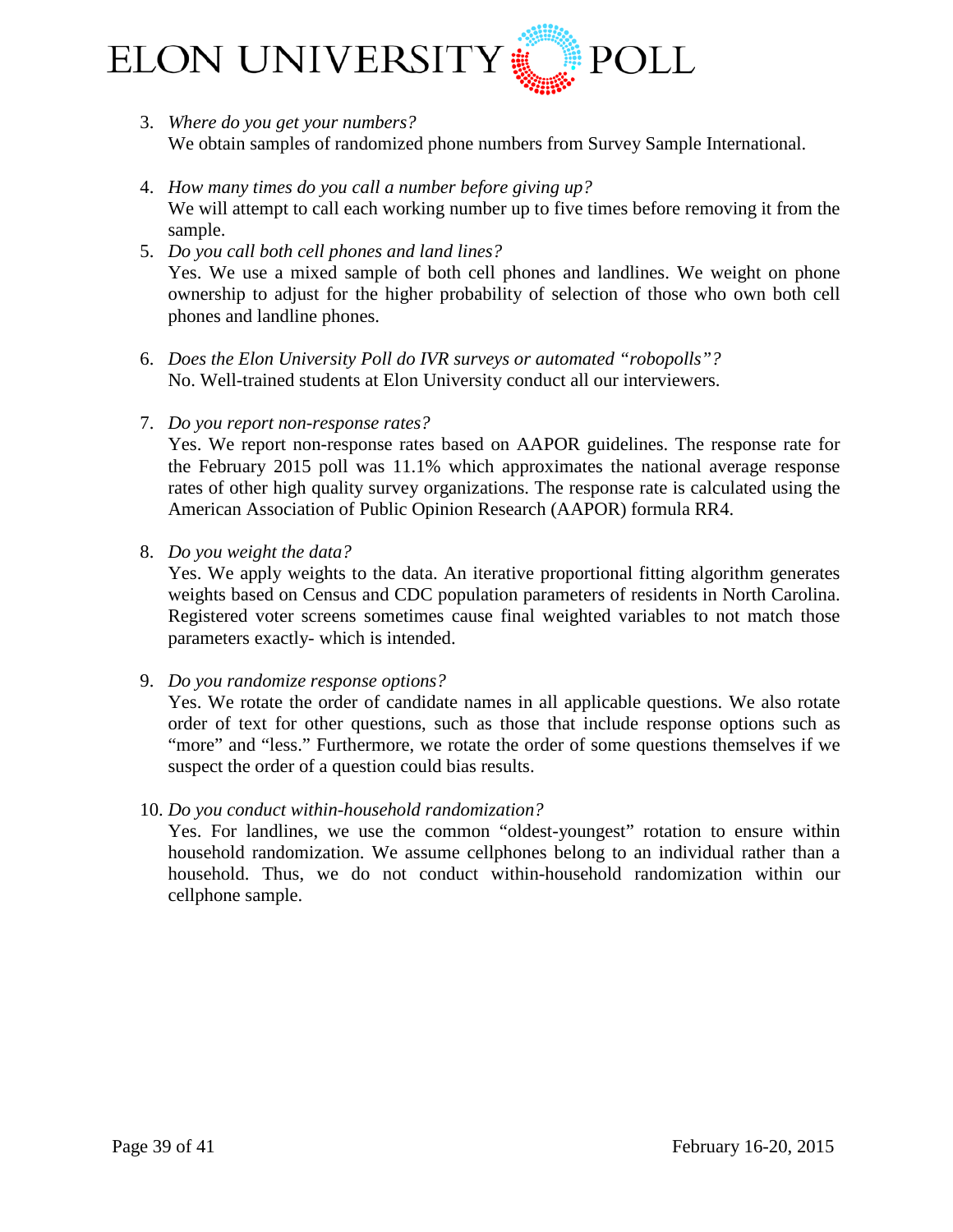3. *Where do you get your numbers?*
   We obtain samples of randomized phone numbers from Survey Sample International.

4. *How many times do you call a number before giving up?*
   We will attempt to call each working number up to five times before removing it from the sample.

5. *Do you call both cell phones and land lines?*
   Yes. We use a mixed sample of both cell phones and landlines. We weight on phone ownership to adjust for the higher probability of selection of those who own both cell phones and landline phones.

6. *Does the Elon University Poll do IVR surveys or automated "robopolls"?*
   No. Well-trained students at Elon University conduct all our interviewers.

7. *Do you report non-response rates?*
   Yes. We report non-response rates based on AAPOR guidelines. The response rate for the February 2015 poll was 11.1% which approximates the national average response rates of other high quality survey organizations. The response rate is calculated using the American Association of Public Opinion Research (AAPOR) formula RR4.

8. *Do you weight the data?*
   Yes. We apply weights to the data. An iterative proportional fitting algorithm generates weights based on Census and CDC population parameters of residents in North Carolina. Registered voter screens sometimes cause final weighted variables to not match those parameters exactly- which is intended.

9. *Do you randomize response options?*
   Yes. We rotate the order of candidate names in all applicable questions. We also rotate order of text for other questions, such as those that include response options such as "more" and "less." Furthermore, we rotate the order of some questions themselves if we suspect the order of a question could bias results.

10. *Do you conduct within-household randomization?*
    Yes. For landlines, we use the common "oldest-youngest" rotation to ensure within household randomization. We assume cellphones belong to an individual rather than a household. Thus, we do not conduct within-household randomization within our cellphone sample.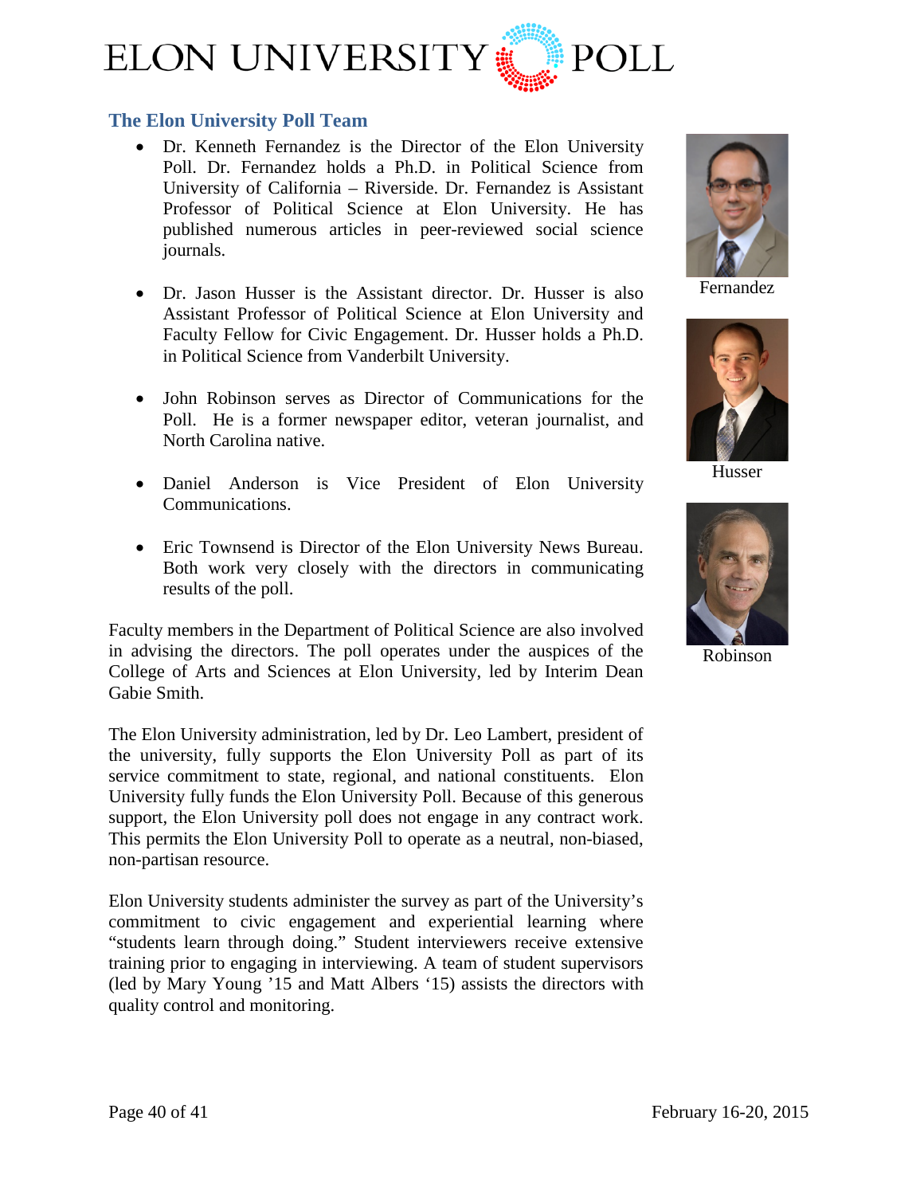## The Elon University Poll Team

- Dr. Kenneth Fernandez is the Director of the Elon University Poll. Dr. Fernandez holds a Ph.D. in Political Science from University of California – Riverside. Dr. Fernandez is Assistant Professor of Political Science at Elon University. He has published numerous articles in peer-reviewed social science journals.

- Dr. Jason Husser is the Assistant director. Dr. Husser is also Assistant Professor of Political Science at Elon University and Faculty Fellow for Civic Engagement. Dr. Husser holds a Ph.D. in Political Science from Vanderbilt University.

- John Robinson serves as Director of Communications for the Poll. He is a former newspaper editor, veteran journalist, and North Carolina native.

- Daniel Anderson is Vice President of Elon University Communications.

- Eric Townsend is Director of the Elon University News Bureau. Both work very closely with the directors in communicating results of the poll.

Fernandez

Husser

Robinson

Faculty members in the Department of Political Science are also involved in advising the directors. The poll operates under the auspices of the College of Arts and Sciences at Elon University, led by Interim Dean Gabie Smith.

The Elon University administration, led by Dr. Leo Lambert, president of the university, fully supports the Elon University Poll as part of its service commitment to state, regional, and national constituents. Elon University fully funds the Elon University Poll. Because of this generous support, the Elon University poll does not engage in any contract work. This permits the Elon University Poll to operate as a neutral, non-biased, non-partisan resource.

Elon University students administer the survey as part of the University's commitment to civic engagement and experiential learning where "students learn through doing." Student interviewers receive extensive training prior to engaging in interviewing. A team of student supervisors (led by Mary Young '15 and Matt Albers '15) assists the directors with quality control and monitoring.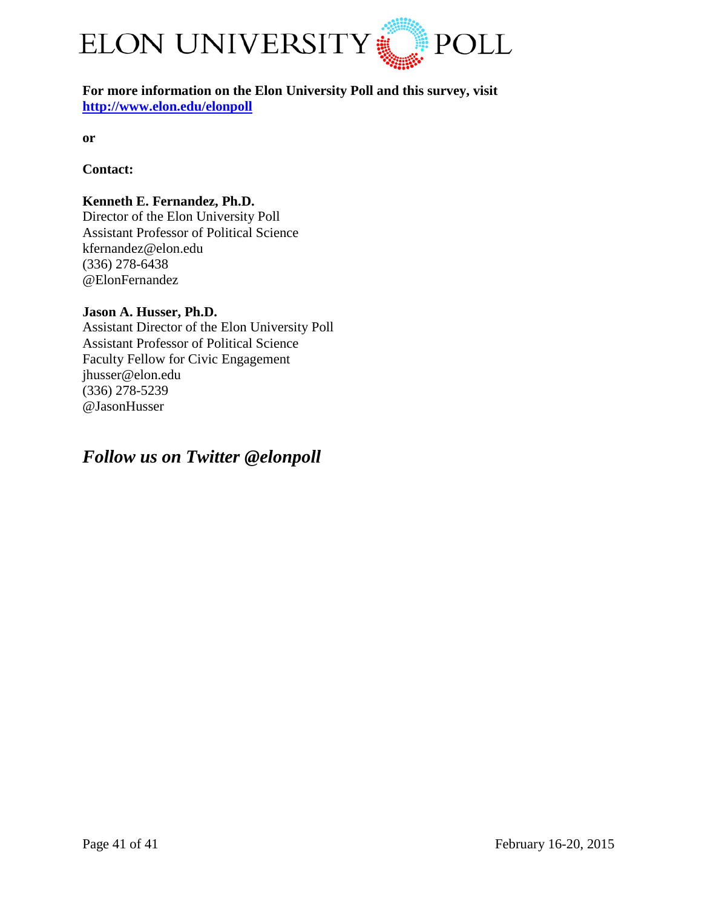# ELON UNIVERSITY POLL

**For more information on the Elon University Poll and this survey, visit**
**http://www.elon.edu/elonpoll**

**or**

**Contact:**

**Kenneth E. Fernandez, Ph.D.**
Director of the Elon University Poll
Assistant Professor of Political Science
kfernandez@elon.edu
(336) 278-6438
@ElonFernandez

**Jason A. Husser, Ph.D.**
Assistant Director of the Elon University Poll
Assistant Professor of Political Science
Faculty Fellow for Civic Engagement
jhusser@elon.edu
(336) 278-5239
@JasonHusser

***Follow us on Twitter @elonpoll***